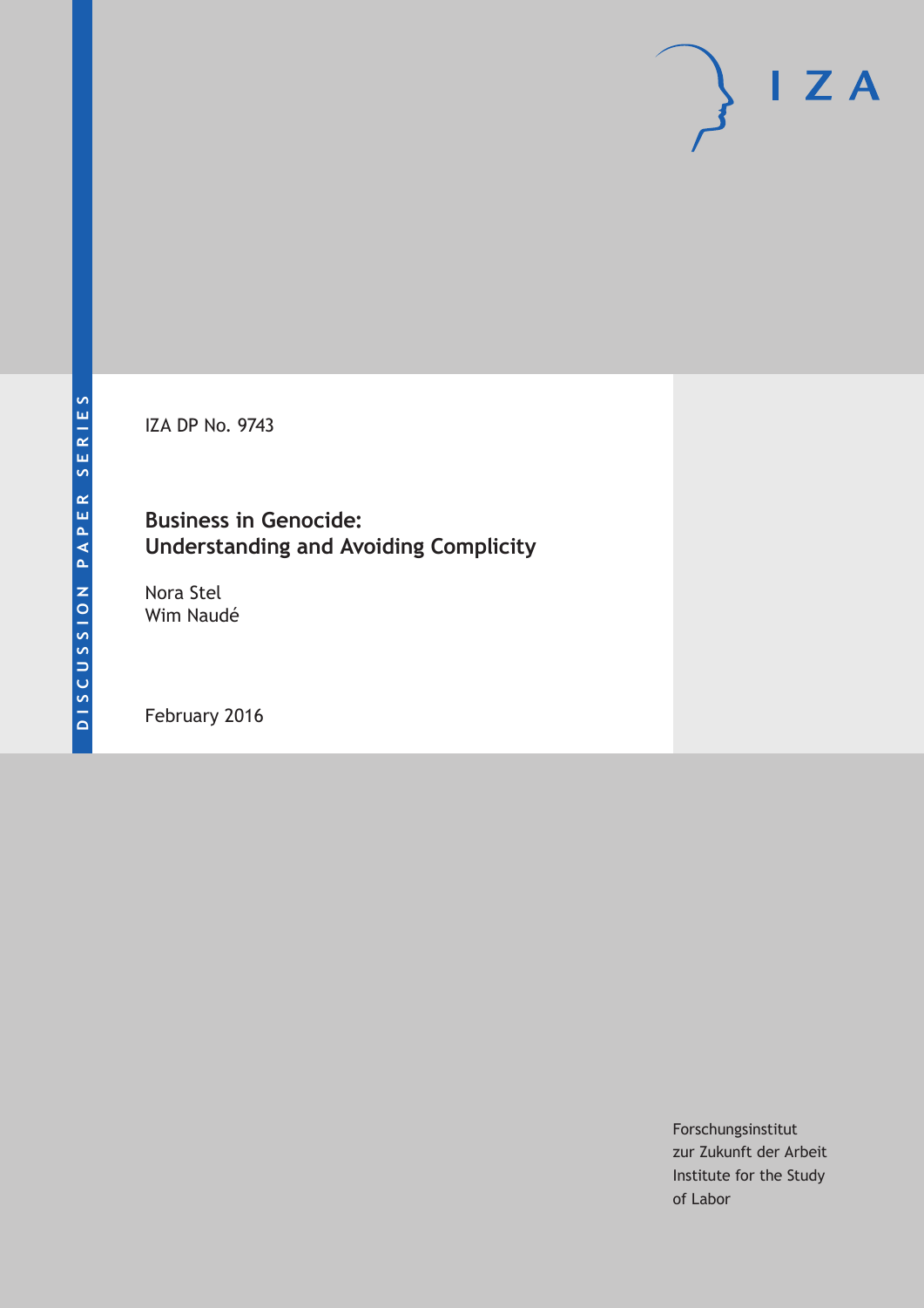DISCUSSION PAPER SERIES

IZA DP No. 9743

# Business in Genocide: Understanding and Avoiding Complicity

Nora Stel
Wim Naudé

February 2016

Forschungsinstitut
zur Zukunft der Arbeit
Institute for the Study
of Labor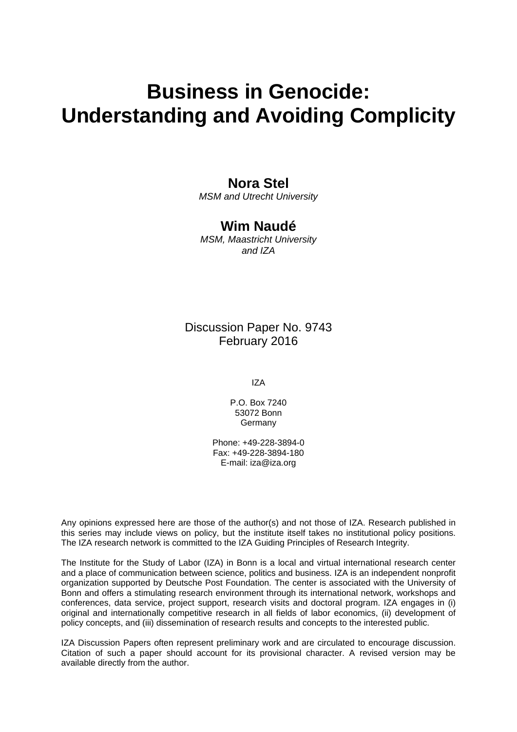# Business in Genocide: Understanding and Avoiding Complicity

**Nora Stel**
*MSM and Utrecht University*

**Wim Naudé**
*MSM, Maastricht University and IZA*

Discussion Paper No. 9743
February 2016

IZA

P.O. Box 7240
53072 Bonn
Germany

Phone: +49-228-3894-0
Fax: +49-228-3894-180
E-mail: iza@iza.org

Any opinions expressed here are those of the author(s) and not those of IZA. Research published in this series may include views on policy, but the institute itself takes no institutional policy positions. The IZA research network is committed to the IZA Guiding Principles of Research Integrity.

The Institute for the Study of Labor (IZA) in Bonn is a local and virtual international research center and a place of communication between science, politics and business. IZA is an independent nonprofit organization supported by Deutsche Post Foundation. The center is associated with the University of Bonn and offers a stimulating research environment through its international network, workshops and conferences, data service, project support, research visits and doctoral program. IZA engages in (i) original and internationally competitive research in all fields of labor economics, (ii) development of policy concepts, and (iii) dissemination of research results and concepts to the interested public.

IZA Discussion Papers often represent preliminary work and are circulated to encourage discussion. Citation of such a paper should account for its provisional character. A revised version may be available directly from the author.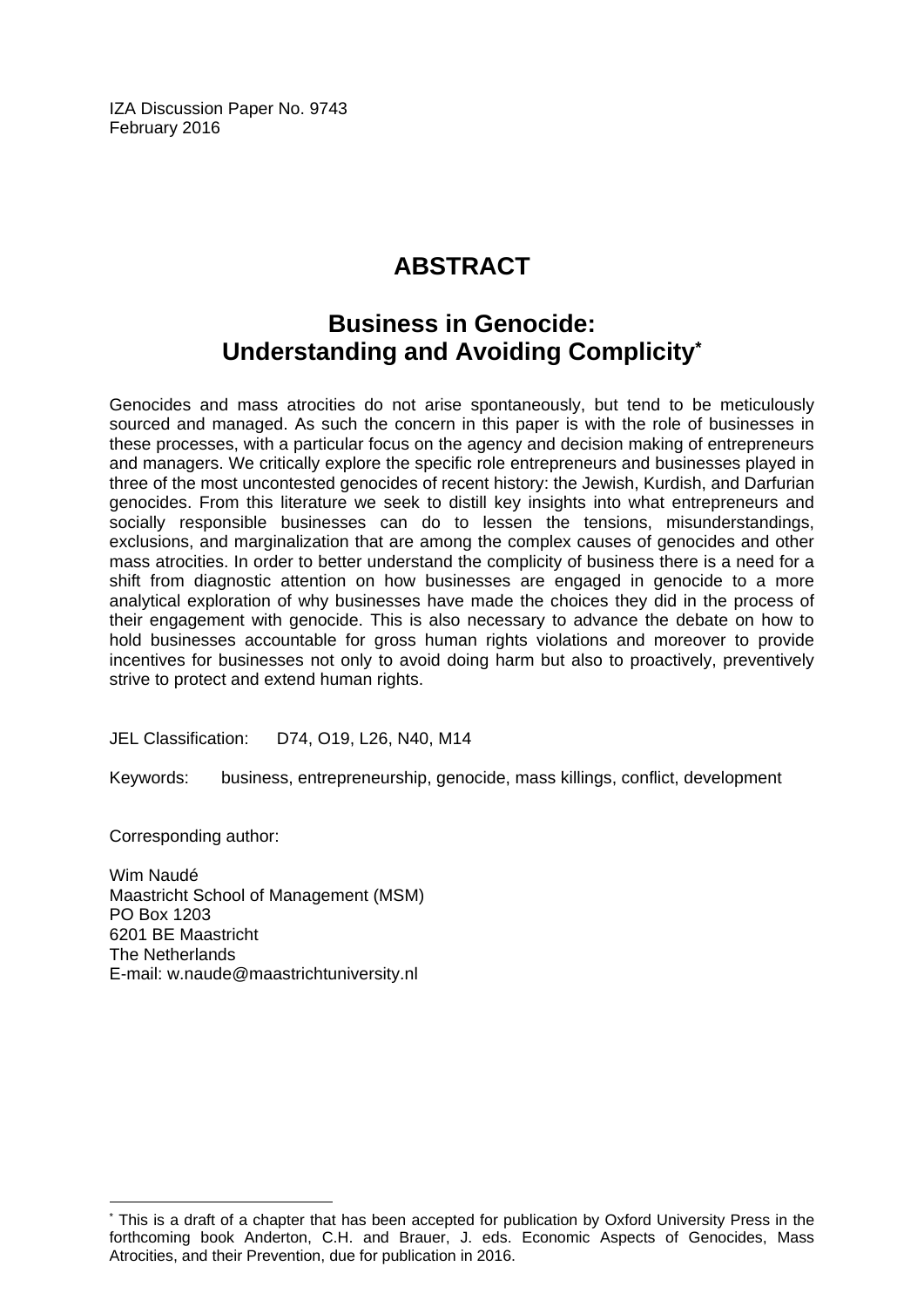IZA Discussion Paper No. 9743
February 2016

# ABSTRACT

## Business in Genocide: Understanding and Avoiding Complicity*

Genocides and mass atrocities do not arise spontaneously, but tend to be meticulously sourced and managed. As such the concern in this paper is with the role of businesses in these processes, with a particular focus on the agency and decision making of entrepreneurs and managers. We critically explore the specific role entrepreneurs and businesses played in three of the most uncontested genocides of recent history: the Jewish, Kurdish, and Darfurian genocides. From this literature we seek to distill key insights into what entrepreneurs and socially responsible businesses can do to lessen the tensions, misunderstandings, exclusions, and marginalization that are among the complex causes of genocides and other mass atrocities. In order to better understand the complicity of business there is a need for a shift from diagnostic attention on how businesses are engaged in genocide to a more analytical exploration of why businesses have made the choices they did in the process of their engagement with genocide. This is also necessary to advance the debate on how to hold businesses accountable for gross human rights violations and moreover to provide incentives for businesses not only to avoid doing harm but also to proactively, preventively strive to protect and extend human rights.

JEL Classification: D74, O19, L26, N40, M14

Keywords: business, entrepreneurship, genocide, mass killings, conflict, development

Corresponding author:

Wim Naudé
Maastricht School of Management (MSM)
PO Box 1203
6201 BE Maastricht
The Netherlands
E-mail: w.naude@maastrichtuniversity.nl

---

* This is a draft of a chapter that has been accepted for publication by Oxford University Press in the forthcoming book Anderton, C.H. and Brauer, J. eds. Economic Aspects of Genocides, Mass Atrocities, and their Prevention, due for publication in 2016.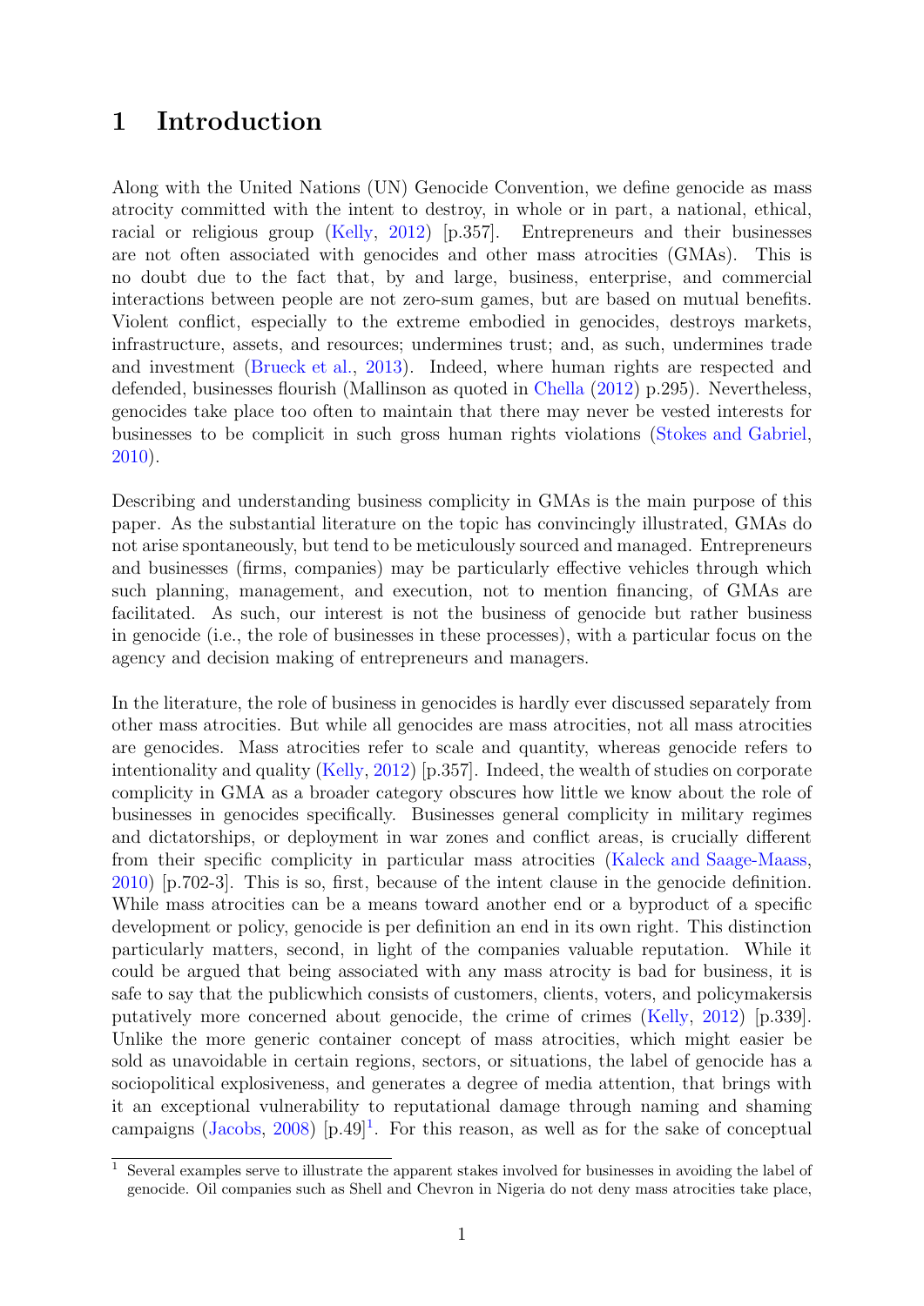# 1 Introduction

Along with the United Nations (UN) Genocide Convention, we define genocide as mass atrocity committed with the intent to destroy, in whole or in part, a national, ethical, racial or religious group (Kelly, 2012) [p.357]. Entrepreneurs and their businesses are not often associated with genocides and other mass atrocities (GMAs). This is no doubt due to the fact that, by and large, business, enterprise, and commercial interactions between people are not zero-sum games, but are based on mutual benefits. Violent conflict, especially to the extreme embodied in genocides, destroys markets, infrastructure, assets, and resources; undermines trust; and, as such, undermines trade and investment (Brueck et al., 2013). Indeed, where human rights are respected and defended, businesses flourish (Mallinson as quoted in Chella (2012) p.295). Nevertheless, genocides take place too often to maintain that there may never be vested interests for businesses to be complicit in such gross human rights violations (Stokes and Gabriel, 2010).

Describing and understanding business complicity in GMAs is the main purpose of this paper. As the substantial literature on the topic has convincingly illustrated, GMAs do not arise spontaneously, but tend to be meticulously sourced and managed. Entrepreneurs and businesses (firms, companies) may be particularly effective vehicles through which such planning, management, and execution, not to mention financing, of GMAs are facilitated. As such, our interest is not the business of genocide but rather business in genocide (i.e., the role of businesses in these processes), with a particular focus on the agency and decision making of entrepreneurs and managers.

In the literature, the role of business in genocides is hardly ever discussed separately from other mass atrocities. But while all genocides are mass atrocities, not all mass atrocities are genocides. Mass atrocities refer to scale and quantity, whereas genocide refers to intentionality and quality (Kelly, 2012) [p.357]. Indeed, the wealth of studies on corporate complicity in GMA as a broader category obscures how little we know about the role of businesses in genocides specifically. Businesses general complicity in military regimes and dictatorships, or deployment in war zones and conflict areas, is crucially different from their specific complicity in particular mass atrocities (Kaleck and Saage-Maass, 2010) [p.702-3]. This is so, first, because of the intent clause in the genocide definition. While mass atrocities can be a means toward another end or a byproduct of a specific development or policy, genocide is per definition an end in its own right. This distinction particularly matters, second, in light of the companies valuable reputation. While it could be argued that being associated with any mass atrocity is bad for business, it is safe to say that the publicwhich consists of customers, clients, voters, and policymakersis putatively more concerned about genocide, the crime of crimes (Kelly, 2012) [p.339]. Unlike the more generic container concept of mass atrocities, which might easier be sold as unavoidable in certain regions, sectors, or situations, the label of genocide has a sociopolitical explosiveness, and generates a degree of media attention, that brings with it an exceptional vulnerability to reputational damage through naming and shaming campaigns (Jacobs, 2008) [p.49][1]. For this reason, as well as for the sake of conceptual

[1] Several examples serve to illustrate the apparent stakes involved for businesses in avoiding the label of genocide. Oil companies such as Shell and Chevron in Nigeria do not deny mass atrocities take place,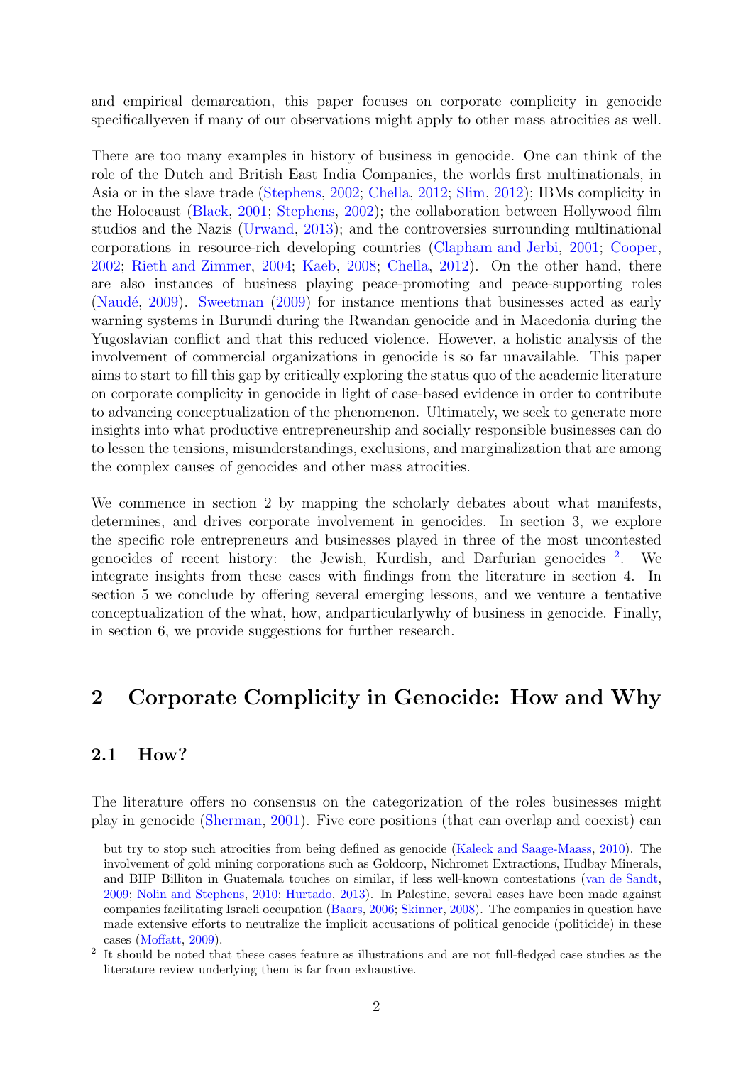and empirical demarcation, this paper focuses on corporate complicity in genocide specificallyeven if many of our observations might apply to other mass atrocities as well.

There are too many examples in history of business in genocide. One can think of the role of the Dutch and British East India Companies, the worlds first multinationals, in Asia or in the slave trade (Stephens, 2002; Chella, 2012; Slim, 2012); IBMs complicity in the Holocaust (Black, 2001; Stephens, 2002); the collaboration between Hollywood film studios and the Nazis (Urwand, 2013); and the controversies surrounding multinational corporations in resource-rich developing countries (Clapham and Jerbi, 2001; Cooper, 2002; Rieth and Zimmer, 2004; Kaeb, 2008; Chella, 2012). On the other hand, there are also instances of business playing peace-promoting and peace-supporting roles (Naudé, 2009). Sweetman (2009) for instance mentions that businesses acted as early warning systems in Burundi during the Rwandan genocide and in Macedonia during the Yugoslavian conflict and that this reduced violence. However, a holistic analysis of the involvement of commercial organizations in genocide is so far unavailable. This paper aims to start to fill this gap by critically exploring the status quo of the academic literature on corporate complicity in genocide in light of case-based evidence in order to contribute to advancing conceptualization of the phenomenon. Ultimately, we seek to generate more insights into what productive entrepreneurship and socially responsible businesses can do to lessen the tensions, misunderstandings, exclusions, and marginalization that are among the complex causes of genocides and other mass atrocities.

We commence in section 2 by mapping the scholarly debates about what manifests, determines, and drives corporate involvement in genocides. In section 3, we explore the specific role entrepreneurs and businesses played in three of the most uncontested genocides of recent history: the Jewish, Kurdish, and Darfurian genocides [2]. We integrate insights from these cases with findings from the literature in section 4. In section 5 we conclude by offering several emerging lessons, and we venture a tentative conceptualization of the what, how, andparticularlywhy of business in genocide. Finally, in section 6, we provide suggestions for further research.

## 2 Corporate Complicity in Genocide: How and Why

### 2.1 How?

The literature offers no consensus on the categorization of the roles businesses might play in genocide (Sherman, 2001). Five core positions (that can overlap and coexist) can

but try to stop such atrocities from being defined as genocide (Kaleck and Saage-Maass, 2010). The involvement of gold mining corporations such as Goldcorp, Nichromet Extractions, Hudbay Minerals, and BHP Billiton in Guatemala touches on similar, if less well-known contestations (van de Sandt, 2009; Nolin and Stephens, 2010; Hurtado, 2013). In Palestine, several cases have been made against companies facilitating Israeli occupation (Baars, 2006; Skinner, 2008). The companies in question have made extensive efforts to neutralize the implicit accusations of political genocide (politicide) in these cases (Moffatt, 2009).

[2] It should be noted that these cases feature as illustrations and are not full-fledged case studies as the literature review underlying them is far from exhaustive.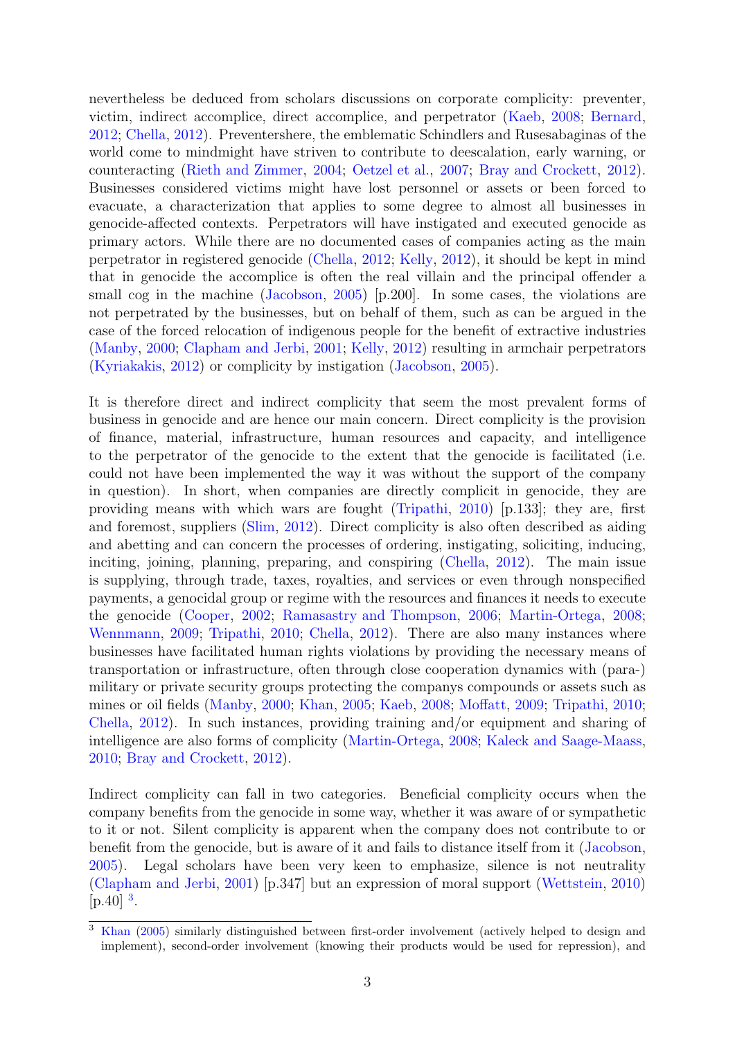nevertheless be deduced from scholars discussions on corporate complicity: preventer, victim, indirect accomplice, direct accomplice, and perpetrator (Kaeb, 2008; Bernard, 2012; Chella, 2012). Preventershere, the emblematic Schindlers and Rusesabaginas of the world come to mindmight have striven to contribute to deescalation, early warning, or counteracting (Rieth and Zimmer, 2004; Oetzel et al., 2007; Bray and Crockett, 2012). Businesses considered victims might have lost personnel or assets or been forced to evacuate, a characterization that applies to some degree to almost all businesses in genocide-affected contexts. Perpetrators will have instigated and executed genocide as primary actors. While there are no documented cases of companies acting as the main perpetrator in registered genocide (Chella, 2012; Kelly, 2012), it should be kept in mind that in genocide the accomplice is often the real villain and the principal offender a small cog in the machine (Jacobson, 2005) [p.200]. In some cases, the violations are not perpetrated by the businesses, but on behalf of them, such as can be argued in the case of the forced relocation of indigenous people for the benefit of extractive industries (Manby, 2000; Clapham and Jerbi, 2001; Kelly, 2012) resulting in armchair perpetrators (Kyriakakis, 2012) or complicity by instigation (Jacobson, 2005).

It is therefore direct and indirect complicity that seem the most prevalent forms of business in genocide and are hence our main concern. Direct complicity is the provision of finance, material, infrastructure, human resources and capacity, and intelligence to the perpetrator of the genocide to the extent that the genocide is facilitated (i.e. could not have been implemented the way it was without the support of the company in question). In short, when companies are directly complicit in genocide, they are providing means with which wars are fought (Tripathi, 2010) [p.133]; they are, first and foremost, suppliers (Slim, 2012). Direct complicity is also often described as aiding and abetting and can concern the processes of ordering, instigating, soliciting, inducing, inciting, joining, planning, preparing, and conspiring (Chella, 2012). The main issue is supplying, through trade, taxes, royalties, and services or even through nonspecified payments, a genocidal group or regime with the resources and finances it needs to execute the genocide (Cooper, 2002; Ramasastry and Thompson, 2006; Martin-Ortega, 2008; Wennmann, 2009; Tripathi, 2010; Chella, 2012). There are also many instances where businesses have facilitated human rights violations by providing the necessary means of transportation or infrastructure, often through close cooperation dynamics with (para-) military or private security groups protecting the companys compounds or assets such as mines or oil fields (Manby, 2000; Khan, 2005; Kaeb, 2008; Moffatt, 2009; Tripathi, 2010; Chella, 2012). In such instances, providing training and/or equipment and sharing of intelligence are also forms of complicity (Martin-Ortega, 2008; Kaleck and Saage-Maass, 2010; Bray and Crockett, 2012).

Indirect complicity can fall in two categories. Beneficial complicity occurs when the company benefits from the genocide in some way, whether it was aware of or sympathetic to it or not. Silent complicity is apparent when the company does not contribute to or benefit from the genocide, but is aware of it and fails to distance itself from it (Jacobson, 2005). Legal scholars have been very keen to emphasize, silence is not neutrality (Clapham and Jerbi, 2001) [p.347] but an expression of moral support (Wettstein, 2010) [p.40] [3].

[3] Khan (2005) similarly distinguished between first-order involvement (actively helped to design and implement), second-order involvement (knowing their products would be used for repression), and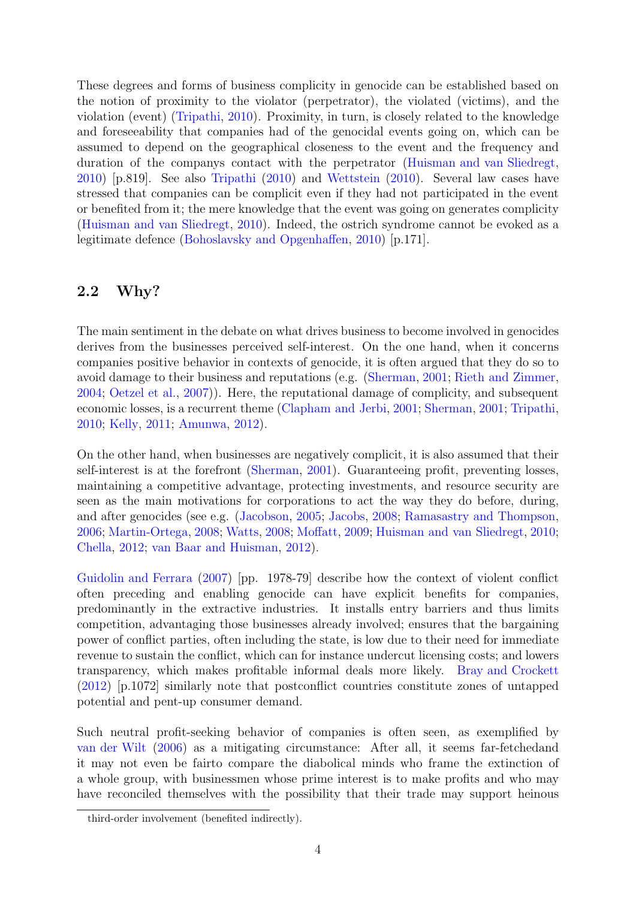These degrees and forms of business complicity in genocide can be established based on the notion of proximity to the violator (perpetrator), the violated (victims), and the violation (event) (Tripathi, 2010). Proximity, in turn, is closely related to the knowledge and foreseeability that companies had of the genocidal events going on, which can be assumed to depend on the geographical closeness to the event and the frequency and duration of the companys contact with the perpetrator (Huisman and van Sliedregt, 2010) [p.819]. See also Tripathi (2010) and Wettstein (2010). Several law cases have stressed that companies can be complicit even if they had not participated in the event or benefited from it; the mere knowledge that the event was going on generates complicity (Huisman and van Sliedregt, 2010). Indeed, the ostrich syndrome cannot be evoked as a legitimate defence (Bohoslavsky and Opgenhaffen, 2010) [p.171].

## 2.2 Why?

The main sentiment in the debate on what drives business to become involved in genocides derives from the businesses perceived self-interest. On the one hand, when it concerns companies positive behavior in contexts of genocide, it is often argued that they do so to avoid damage to their business and reputations (e.g. (Sherman, 2001; Rieth and Zimmer, 2004; Oetzel et al., 2007)). Here, the reputational damage of complicity, and subsequent economic losses, is a recurrent theme (Clapham and Jerbi, 2001; Sherman, 2001; Tripathi, 2010; Kelly, 2011; Amunwa, 2012).

On the other hand, when businesses are negatively complicit, it is also assumed that their self-interest is at the forefront (Sherman, 2001). Guaranteeing profit, preventing losses, maintaining a competitive advantage, protecting investments, and resource security are seen as the main motivations for corporations to act the way they do before, during, and after genocides (see e.g. (Jacobson, 2005; Jacobs, 2008; Ramasastry and Thompson, 2006; Martin-Ortega, 2008; Watts, 2008; Moffatt, 2009; Huisman and van Sliedregt, 2010; Chella, 2012; van Baar and Huisman, 2012).

Guidolin and Ferrara (2007) [pp. 1978-79] describe how the context of violent conflict often preceding and enabling genocide can have explicit benefits for companies, predominantly in the extractive industries. It installs entry barriers and thus limits competition, advantaging those businesses already involved; ensures that the bargaining power of conflict parties, often including the state, is low due to their need for immediate revenue to sustain the conflict, which can for instance undercut licensing costs; and lowers transparency, which makes profitable informal deals more likely. Bray and Crockett (2012) [p.1072] similarly note that postconflict countries constitute zones of untapped potential and pent-up consumer demand.

Such neutral profit-seeking behavior of companies is often seen, as exemplified by van der Wilt (2006) as a mitigating circumstance: After all, it seems far-fetchedand it may not even be fairto compare the diabolical minds who frame the extinction of a whole group, with businessmen whose prime interest is to make profits and who may have reconciled themselves with the possibility that their trade may support heinous

third-order involvement (benefited indirectly).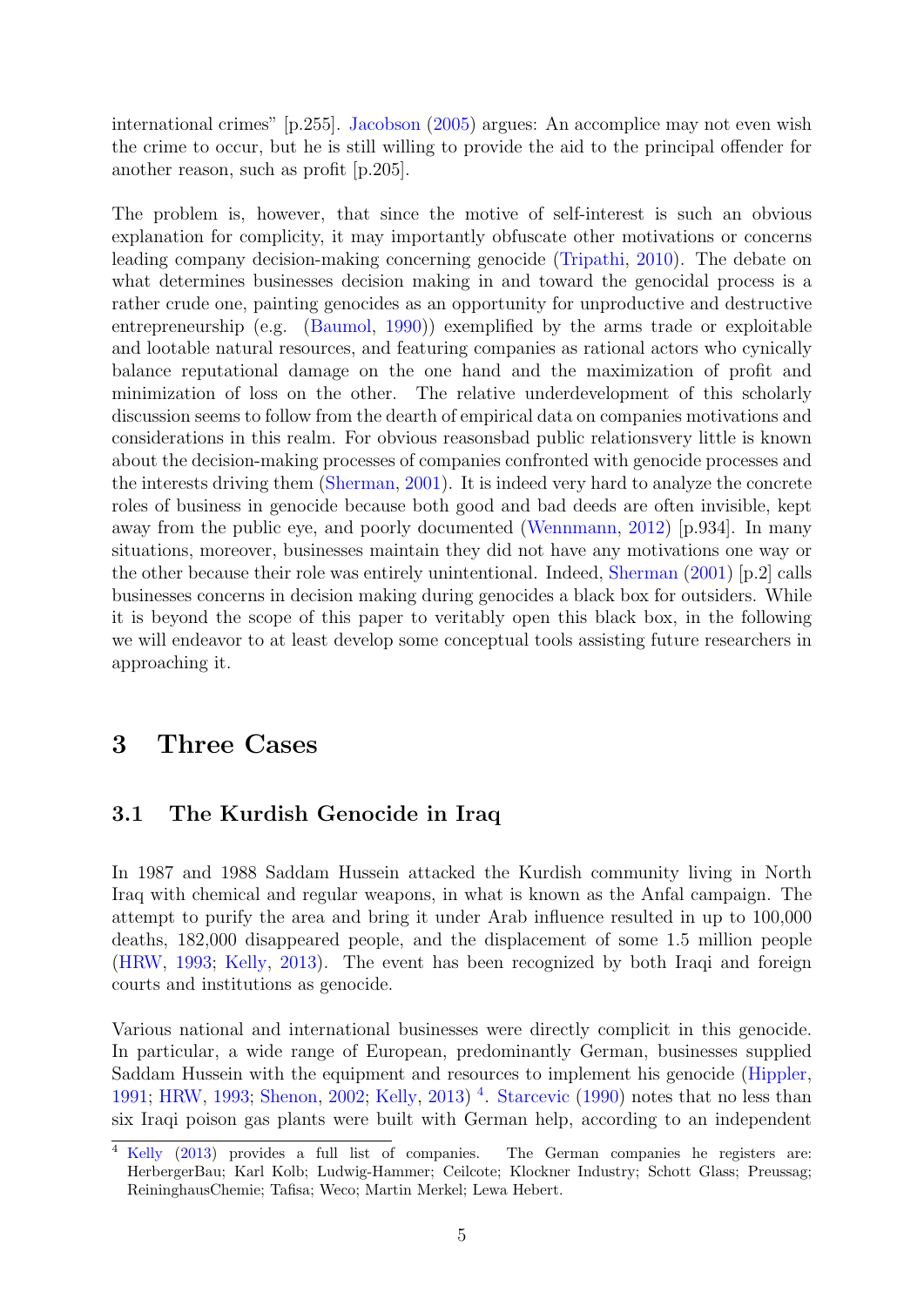international crimes" [p.255]. Jacobson (2005) argues: An accomplice may not even wish the crime to occur, but he is still willing to provide the aid to the principal offender for another reason, such as profit [p.205].

The problem is, however, that since the motive of self-interest is such an obvious explanation for complicity, it may importantly obfuscate other motivations or concerns leading company decision-making concerning genocide (Tripathi, 2010). The debate on what determines businesses decision making in and toward the genocidal process is a rather crude one, painting genocides as an opportunity for unproductive and destructive entrepreneurship (e.g. (Baumol, 1990)) exemplified by the arms trade or exploitable and lootable natural resources, and featuring companies as rational actors who cynically balance reputational damage on the one hand and the maximization of profit and minimization of loss on the other. The relative underdevelopment of this scholarly discussion seems to follow from the dearth of empirical data on companies motivations and considerations in this realm. For obvious reasonsbad public relationsvery little is known about the decision-making processes of companies confronted with genocide processes and the interests driving them (Sherman, 2001). It is indeed very hard to analyze the concrete roles of business in genocide because both good and bad deeds are often invisible, kept away from the public eye, and poorly documented (Wennmann, 2012) [p.934]. In many situations, moreover, businesses maintain they did not have any motivations one way or the other because their role was entirely unintentional. Indeed, Sherman (2001) [p.2] calls businesses concerns in decision making during genocides a black box for outsiders. While it is beyond the scope of this paper to veritably open this black box, in the following we will endeavor to at least develop some conceptual tools assisting future researchers in approaching it.

# 3 Three Cases

## 3.1 The Kurdish Genocide in Iraq

In 1987 and 1988 Saddam Hussein attacked the Kurdish community living in North Iraq with chemical and regular weapons, in what is known as the Anfal campaign. The attempt to purify the area and bring it under Arab influence resulted in up to 100,000 deaths, 182,000 disappeared people, and the displacement of some 1.5 million people (HRW, 1993; Kelly, 2013). The event has been recognized by both Iraqi and foreign courts and institutions as genocide.

Various national and international businesses were directly complicit in this genocide. In particular, a wide range of European, predominantly German, businesses supplied Saddam Hussein with the equipment and resources to implement his genocide (Hippler, 1991; HRW, 1993; Shenon, 2002; Kelly, 2013) [4]. Starcevic (1990) notes that no less than six Iraqi poison gas plants were built with German help, according to an independent

[4] Kelly (2013) provides a full list of companies. The German companies he registers are: HerbergerBau; Karl Kolb; Ludwig-Hammer; Ceilcote; Klockner Industry; Schott Glass; Preussag; ReininghausChemie; Tafisa; Weco; Martin Merkel; Lewa Hebert.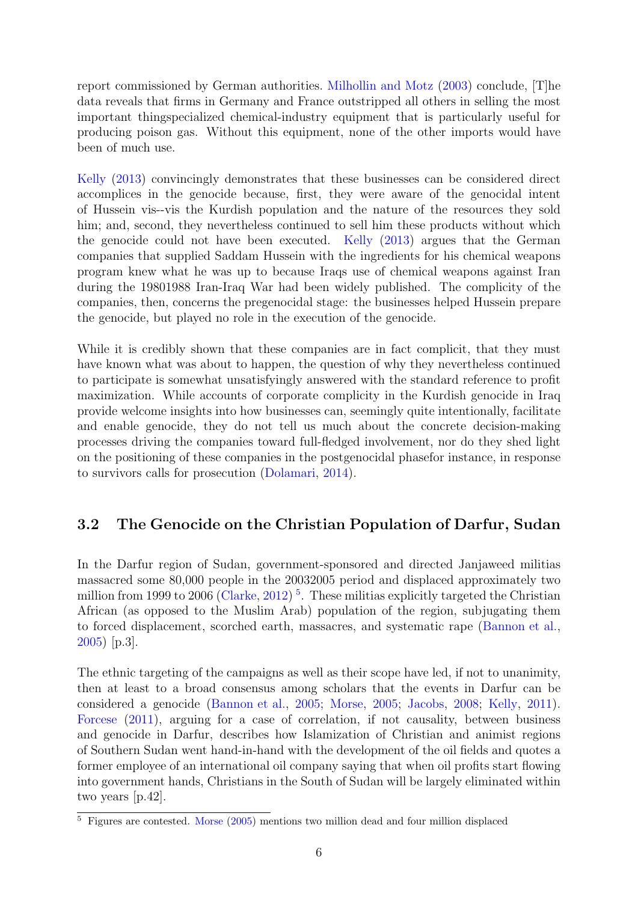report commissioned by German authorities. Milhollin and Motz (2003) conclude, [T]he data reveals that firms in Germany and France outstripped all others in selling the most important thingspecialized chemical-industry equipment that is particularly useful for producing poison gas. Without this equipment, none of the other imports would have been of much use.

Kelly (2013) convincingly demonstrates that these businesses can be considered direct accomplices in the genocide because, first, they were aware of the genocidal intent of Hussein vis--vis the Kurdish population and the nature of the resources they sold him; and, second, they nevertheless continued to sell him these products without which the genocide could not have been executed. Kelly (2013) argues that the German companies that supplied Saddam Hussein with the ingredients for his chemical weapons program knew what he was up to because Iraqs use of chemical weapons against Iran during the 19801988 Iran-Iraq War had been widely published. The complicity of the companies, then, concerns the pregenocidal stage: the businesses helped Hussein prepare the genocide, but played no role in the execution of the genocide.

While it is credibly shown that these companies are in fact complicit, that they must have known what was about to happen, the question of why they nevertheless continued to participate is somewhat unsatisfyingly answered with the standard reference to profit maximization. While accounts of corporate complicity in the Kurdish genocide in Iraq provide welcome insights into how businesses can, seemingly quite intentionally, facilitate and enable genocide, they do not tell us much about the concrete decision-making processes driving the companies toward full-fledged involvement, nor do they shed light on the positioning of these companies in the postgenocidal phasefor instance, in response to survivors calls for prosecution (Dolamari, 2014).

## 3.2 The Genocide on the Christian Population of Darfur, Sudan

In the Darfur region of Sudan, government-sponsored and directed Janjaweed militias massacred some 80,000 people in the 20032005 period and displaced approximately two million from 1999 to 2006 (Clarke, 2012) [5]. These militias explicitly targeted the Christian African (as opposed to the Muslim Arab) population of the region, subjugating them to forced displacement, scorched earth, massacres, and systematic rape (Bannon et al., 2005) [p.3].

The ethnic targeting of the campaigns as well as their scope have led, if not to unanimity, then at least to a broad consensus among scholars that the events in Darfur can be considered a genocide (Bannon et al., 2005; Morse, 2005; Jacobs, 2008; Kelly, 2011). Forcese (2011), arguing for a case of correlation, if not causality, between business and genocide in Darfur, describes how Islamization of Christian and animist regions of Southern Sudan went hand-in-hand with the development of the oil fields and quotes a former employee of an international oil company saying that when oil profits start flowing into government hands, Christians in the South of Sudan will be largely eliminated within two years [p.42].

[5] Figures are contested. Morse (2005) mentions two million dead and four million displaced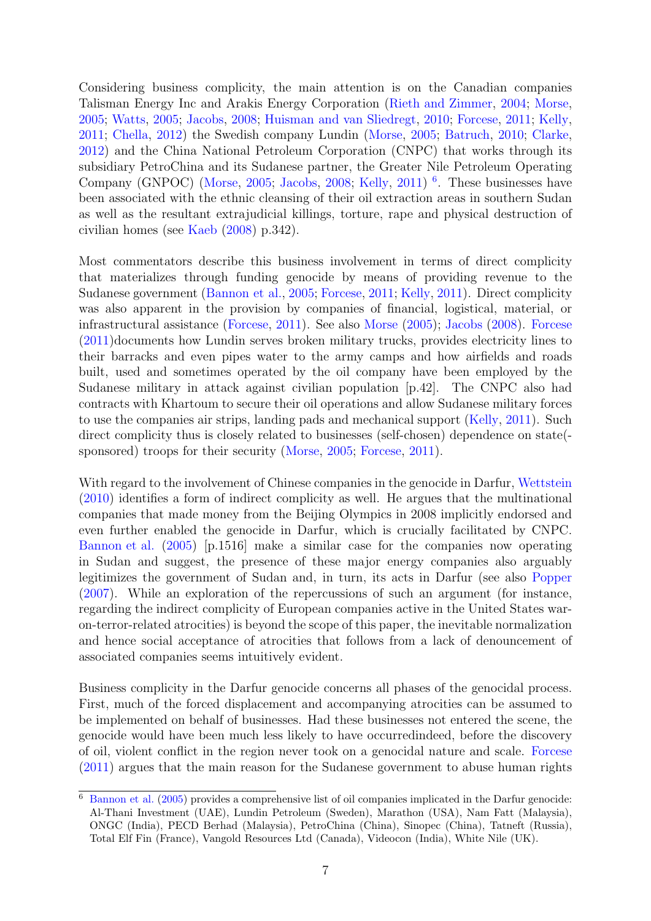Considering business complicity, the main attention is on the Canadian companies Talisman Energy Inc and Arakis Energy Corporation (Rieth and Zimmer, 2004; Morse, 2005; Watts, 2005; Jacobs, 2008; Huisman and van Sliedregt, 2010; Forcese, 2011; Kelly, 2011; Chella, 2012) the Swedish company Lundin (Morse, 2005; Batruch, 2010; Clarke, 2012) and the China National Petroleum Corporation (CNPC) that works through its subsidiary PetroChina and its Sudanese partner, the Greater Nile Petroleum Operating Company (GNPOC) (Morse, 2005; Jacobs, 2008; Kelly, 2011) [6]. These businesses have been associated with the ethnic cleansing of their oil extraction areas in southern Sudan as well as the resultant extrajudicial killings, torture, rape and physical destruction of civilian homes (see Kaeb (2008) p.342).

Most commentators describe this business involvement in terms of direct complicity that materializes through funding genocide by means of providing revenue to the Sudanese government (Bannon et al., 2005; Forcese, 2011; Kelly, 2011). Direct complicity was also apparent in the provision by companies of financial, logistical, material, or infrastructural assistance (Forcese, 2011). See also Morse (2005); Jacobs (2008). Forcese (2011)documents how Lundin serves broken military trucks, provides electricity lines to their barracks and even pipes water to the army camps and how airfields and roads built, used and sometimes operated by the oil company have been employed by the Sudanese military in attack against civilian population [p.42]. The CNPC also had contracts with Khartoum to secure their oil operations and allow Sudanese military forces to use the companies air strips, landing pads and mechanical support (Kelly, 2011). Such direct complicity thus is closely related to businesses (self-chosen) dependence on state(-sponsored) troops for their security (Morse, 2005; Forcese, 2011).

With regard to the involvement of Chinese companies in the genocide in Darfur, Wettstein (2010) identifies a form of indirect complicity as well. He argues that the multinational companies that made money from the Beijing Olympics in 2008 implicitly endorsed and even further enabled the genocide in Darfur, which is crucially facilitated by CNPC. Bannon et al. (2005) [p.1516] make a similar case for the companies now operating in Sudan and suggest, the presence of these major energy companies also arguably legitimizes the government of Sudan and, in turn, its acts in Darfur (see also Popper (2007). While an exploration of the repercussions of such an argument (for instance, regarding the indirect complicity of European companies active in the United States war-on-terror-related atrocities) is beyond the scope of this paper, the inevitable normalization and hence social acceptance of atrocities that follows from a lack of denouncement of associated companies seems intuitively evident.

Business complicity in the Darfur genocide concerns all phases of the genocidal process. First, much of the forced displacement and accompanying atrocities can be assumed to be implemented on behalf of businesses. Had these businesses not entered the scene, the genocide would have been much less likely to have occurredindeed, before the discovery of oil, violent conflict in the region never took on a genocidal nature and scale. Forcese (2011) argues that the main reason for the Sudanese government to abuse human rights

[6] Bannon et al. (2005) provides a comprehensive list of oil companies implicated in the Darfur genocide: Al-Thani Investment (UAE), Lundin Petroleum (Sweden), Marathon (USA), Nam Fatt (Malaysia), ONGC (India), PECD Berhad (Malaysia), PetroChina (China), Sinopec (China), Tatneft (Russia), Total Elf Fin (France), Vangold Resources Ltd (Canada), Videocon (India), White Nile (UK).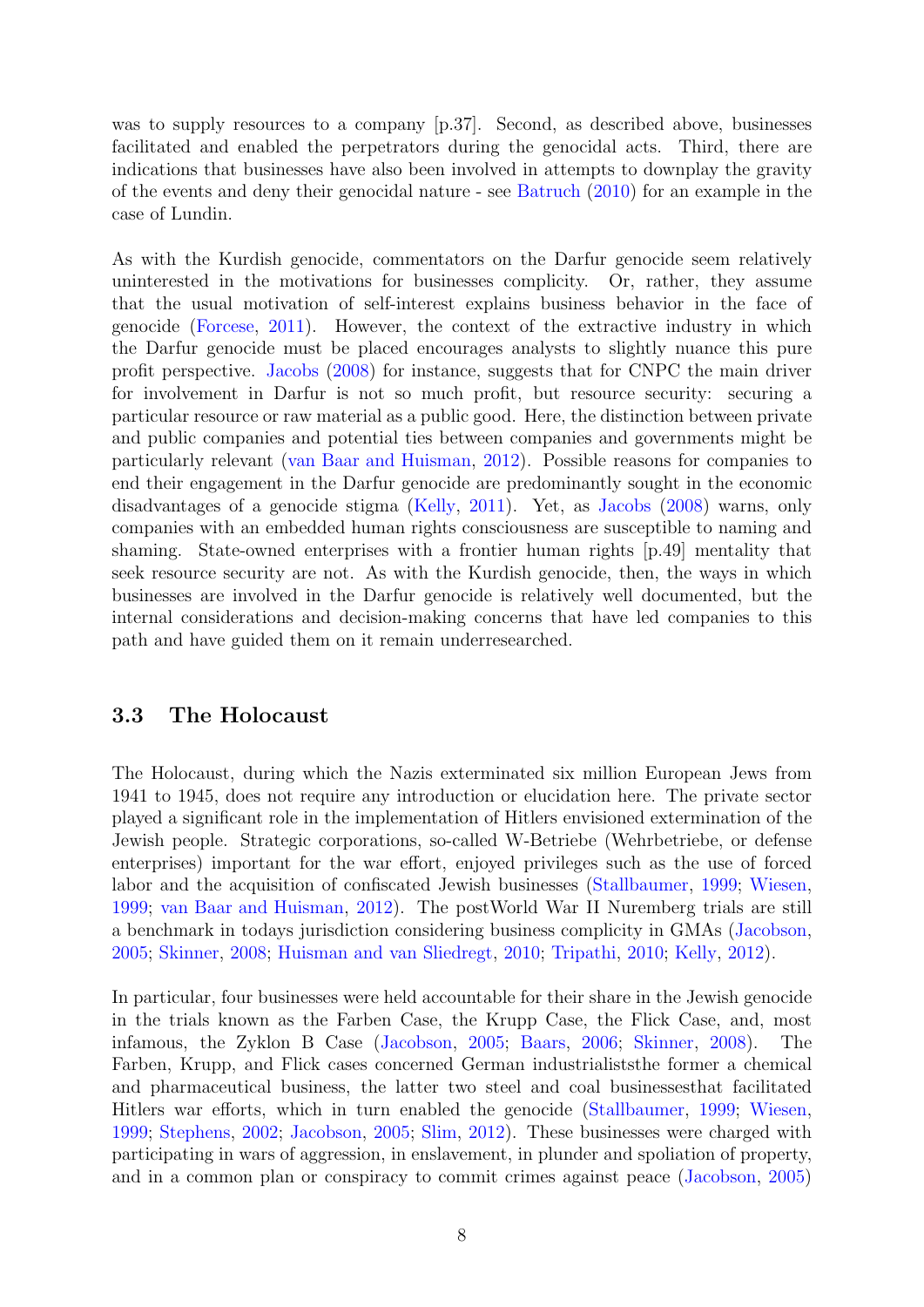was to supply resources to a company [p.37]. Second, as described above, businesses facilitated and enabled the perpetrators during the genocidal acts. Third, there are indications that businesses have also been involved in attempts to downplay the gravity of the events and deny their genocidal nature - see Batruch (2010) for an example in the case of Lundin.

As with the Kurdish genocide, commentators on the Darfur genocide seem relatively uninterested in the motivations for businesses complicity. Or, rather, they assume that the usual motivation of self-interest explains business behavior in the face of genocide (Forcese, 2011). However, the context of the extractive industry in which the Darfur genocide must be placed encourages analysts to slightly nuance this pure profit perspective. Jacobs (2008) for instance, suggests that for CNPC the main driver for involvement in Darfur is not so much profit, but resource security: securing a particular resource or raw material as a public good. Here, the distinction between private and public companies and potential ties between companies and governments might be particularly relevant (van Baar and Huisman, 2012). Possible reasons for companies to end their engagement in the Darfur genocide are predominantly sought in the economic disadvantages of a genocide stigma (Kelly, 2011). Yet, as Jacobs (2008) warns, only companies with an embedded human rights consciousness are susceptible to naming and shaming. State-owned enterprises with a frontier human rights [p.49] mentality that seek resource security are not. As with the Kurdish genocide, then, the ways in which businesses are involved in the Darfur genocide is relatively well documented, but the internal considerations and decision-making concerns that have led companies to this path and have guided them on it remain underresearched.

## 3.3 The Holocaust

The Holocaust, during which the Nazis exterminated six million European Jews from 1941 to 1945, does not require any introduction or elucidation here. The private sector played a significant role in the implementation of Hitlers envisioned extermination of the Jewish people. Strategic corporations, so-called W-Betriebe (Wehrbetriebe, or defense enterprises) important for the war effort, enjoyed privileges such as the use of forced labor and the acquisition of confiscated Jewish businesses (Stallbaumer, 1999; Wiesen, 1999; van Baar and Huisman, 2012). The postWorld War II Nuremberg trials are still a benchmark in todays jurisdiction considering business complicity in GMAs (Jacobson, 2005; Skinner, 2008; Huisman and van Sliedregt, 2010; Tripathi, 2010; Kelly, 2012).

In particular, four businesses were held accountable for their share in the Jewish genocide in the trials known as the Farben Case, the Krupp Case, the Flick Case, and, most infamous, the Zyklon B Case (Jacobson, 2005; Baars, 2006; Skinner, 2008). The Farben, Krupp, and Flick cases concerned German industrialiststhe former a chemical and pharmaceutical business, the latter two steel and coal businessesthat facilitated Hitlers war efforts, which in turn enabled the genocide (Stallbaumer, 1999; Wiesen, 1999; Stephens, 2002; Jacobson, 2005; Slim, 2012). These businesses were charged with participating in wars of aggression, in enslavement, in plunder and spoliation of property, and in a common plan or conspiracy to commit crimes against peace (Jacobson, 2005)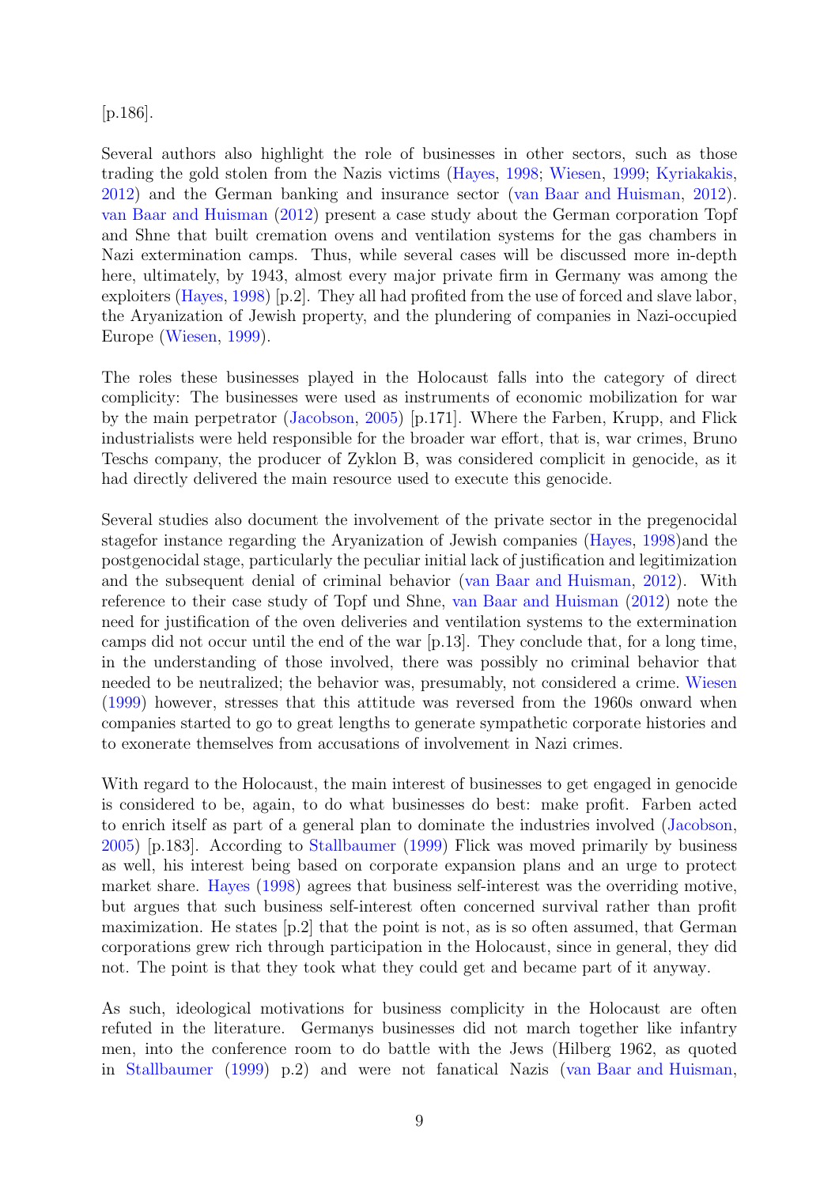[p.186].

Several authors also highlight the role of businesses in other sectors, such as those trading the gold stolen from the Nazis victims (Hayes, 1998; Wiesen, 1999; Kyriakakis, 2012) and the German banking and insurance sector (van Baar and Huisman, 2012). van Baar and Huisman (2012) present a case study about the German corporation Topf and Shne that built cremation ovens and ventilation systems for the gas chambers in Nazi extermination camps. Thus, while several cases will be discussed more in-depth here, ultimately, by 1943, almost every major private firm in Germany was among the exploiters (Hayes, 1998) [p.2]. They all had profited from the use of forced and slave labor, the Aryanization of Jewish property, and the plundering of companies in Nazi-occupied Europe (Wiesen, 1999).

The roles these businesses played in the Holocaust falls into the category of direct complicity: The businesses were used as instruments of economic mobilization for war by the main perpetrator (Jacobson, 2005) [p.171]. Where the Farben, Krupp, and Flick industrialists were held responsible for the broader war effort, that is, war crimes, Bruno Teschs company, the producer of Zyklon B, was considered complicit in genocide, as it had directly delivered the main resource used to execute this genocide.

Several studies also document the involvement of the private sector in the pregenocidal stagefor instance regarding the Aryanization of Jewish companies (Hayes, 1998)and the postgenocidal stage, particularly the peculiar initial lack of justification and legitimization and the subsequent denial of criminal behavior (van Baar and Huisman, 2012). With reference to their case study of Topf und Shne, van Baar and Huisman (2012) note the need for justification of the oven deliveries and ventilation systems to the extermination camps did not occur until the end of the war [p.13]. They conclude that, for a long time, in the understanding of those involved, there was possibly no criminal behavior that needed to be neutralized; the behavior was, presumably, not considered a crime. Wiesen (1999) however, stresses that this attitude was reversed from the 1960s onward when companies started to go to great lengths to generate sympathetic corporate histories and to exonerate themselves from accusations of involvement in Nazi crimes.

With regard to the Holocaust, the main interest of businesses to get engaged in genocide is considered to be, again, to do what businesses do best: make profit. Farben acted to enrich itself as part of a general plan to dominate the industries involved (Jacobson, 2005) [p.183]. According to Stallbaumer (1999) Flick was moved primarily by business as well, his interest being based on corporate expansion plans and an urge to protect market share. Hayes (1998) agrees that business self-interest was the overriding motive, but argues that such business self-interest often concerned survival rather than profit maximization. He states [p.2] that the point is not, as is so often assumed, that German corporations grew rich through participation in the Holocaust, since in general, they did not. The point is that they took what they could get and became part of it anyway.

As such, ideological motivations for business complicity in the Holocaust are often refuted in the literature. Germanys businesses did not march together like infantry men, into the conference room to do battle with the Jews (Hilberg 1962, as quoted in Stallbaumer (1999) p.2) and were not fanatical Nazis (van Baar and Huisman,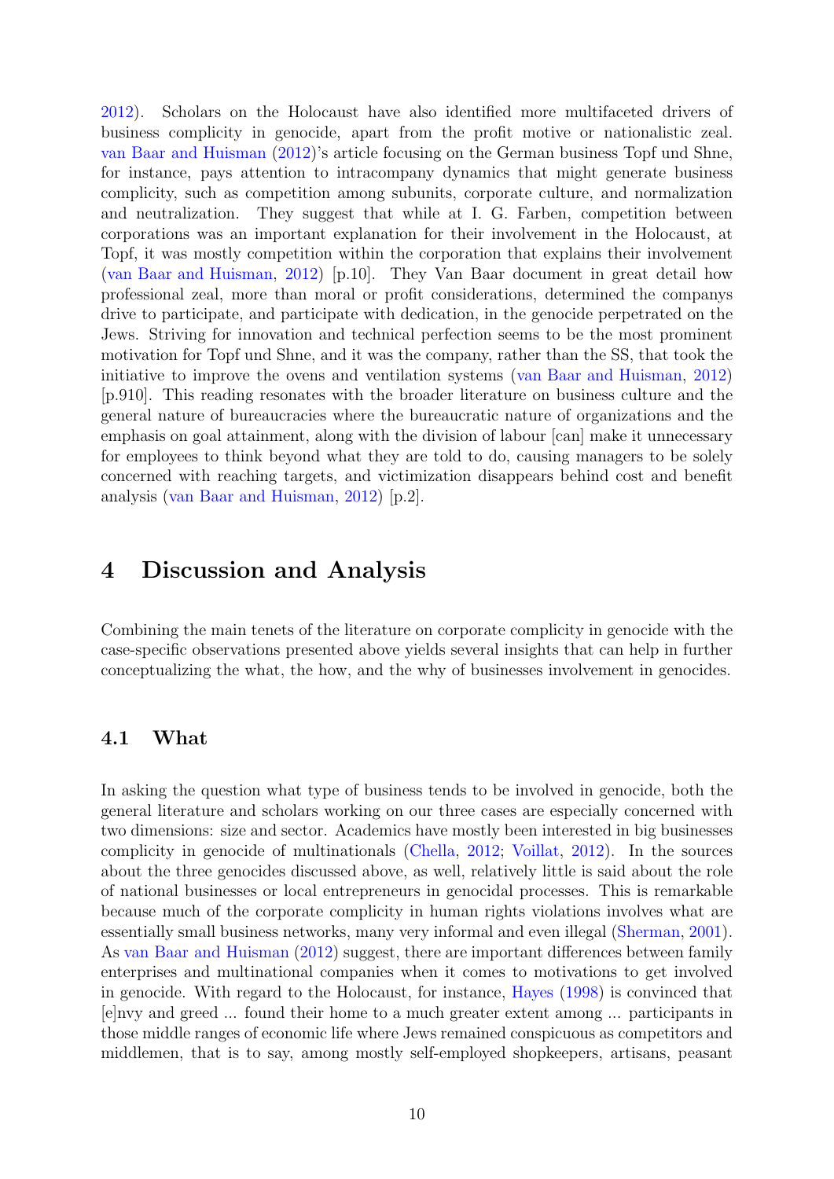2012). Scholars on the Holocaust have also identified more multifaceted drivers of business complicity in genocide, apart from the profit motive or nationalistic zeal. van Baar and Huisman (2012)'s article focusing on the German business Topf und Shne, for instance, pays attention to intracompany dynamics that might generate business complicity, such as competition among subunits, corporate culture, and normalization and neutralization. They suggest that while at I. G. Farben, competition between corporations was an important explanation for their involvement in the Holocaust, at Topf, it was mostly competition within the corporation that explains their involvement (van Baar and Huisman, 2012) [p.10]. They Van Baar document in great detail how professional zeal, more than moral or profit considerations, determined the companys drive to participate, and participate with dedication, in the genocide perpetrated on the Jews. Striving for innovation and technical perfection seems to be the most prominent motivation for Topf und Shne, and it was the company, rather than the SS, that took the initiative to improve the ovens and ventilation systems (van Baar and Huisman, 2012) [p.910]. This reading resonates with the broader literature on business culture and the general nature of bureaucracies where the bureaucratic nature of organizations and the emphasis on goal attainment, along with the division of labour [can] make it unnecessary for employees to think beyond what they are told to do, causing managers to be solely concerned with reaching targets, and victimization disappears behind cost and benefit analysis (van Baar and Huisman, 2012) [p.2].

# 4 Discussion and Analysis

Combining the main tenets of the literature on corporate complicity in genocide with the case-specific observations presented above yields several insights that can help in further conceptualizing the what, the how, and the why of businesses involvement in genocides.

## 4.1 What

In asking the question what type of business tends to be involved in genocide, both the general literature and scholars working on our three cases are especially concerned with two dimensions: size and sector. Academics have mostly been interested in big businesses complicity in genocide of multinationals (Chella, 2012; Voillat, 2012). In the sources about the three genocides discussed above, as well, relatively little is said about the role of national businesses or local entrepreneurs in genocidal processes. This is remarkable because much of the corporate complicity in human rights violations involves what are essentially small business networks, many very informal and even illegal (Sherman, 2001). As van Baar and Huisman (2012) suggest, there are important differences between family enterprises and multinational companies when it comes to motivations to get involved in genocide. With regard to the Holocaust, for instance, Hayes (1998) is convinced that [e]nvy and greed ... found their home to a much greater extent among ... participants in those middle ranges of economic life where Jews remained conspicuous as competitors and middlemen, that is to say, among mostly self-employed shopkeepers, artisans, peasant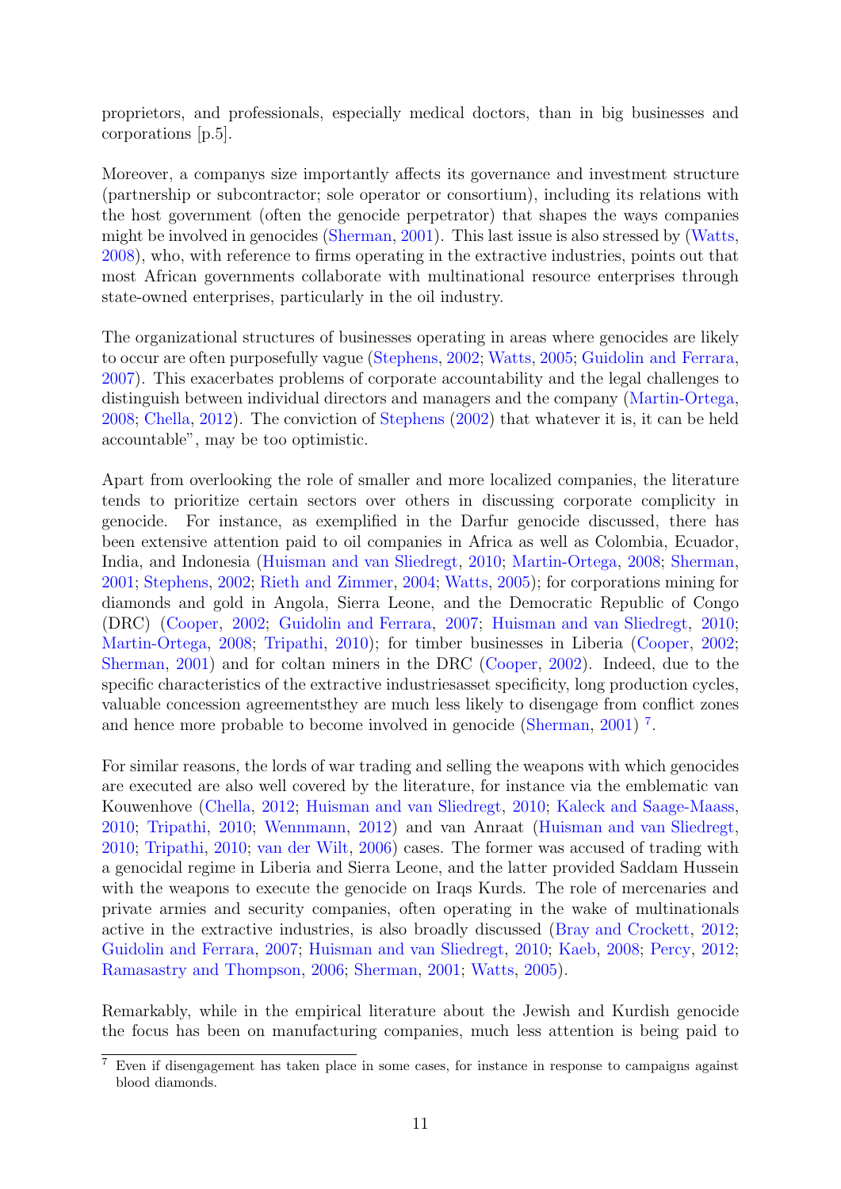proprietors, and professionals, especially medical doctors, than in big businesses and corporations [p.5].

Moreover, a companys size importantly affects its governance and investment structure (partnership or subcontractor; sole operator or consortium), including its relations with the host government (often the genocide perpetrator) that shapes the ways companies might be involved in genocides (Sherman, 2001). This last issue is also stressed by (Watts, 2008), who, with reference to firms operating in the extractive industries, points out that most African governments collaborate with multinational resource enterprises through state-owned enterprises, particularly in the oil industry.

The organizational structures of businesses operating in areas where genocides are likely to occur are often purposefully vague (Stephens, 2002; Watts, 2005; Guidolin and Ferrara, 2007). This exacerbates problems of corporate accountability and the legal challenges to distinguish between individual directors and managers and the company (Martin-Ortega, 2008; Chella, 2012). The conviction of Stephens (2002) that whatever it is, it can be held accountable", may be too optimistic.

Apart from overlooking the role of smaller and more localized companies, the literature tends to prioritize certain sectors over others in discussing corporate complicity in genocide. For instance, as exemplified in the Darfur genocide discussed, there has been extensive attention paid to oil companies in Africa as well as Colombia, Ecuador, India, and Indonesia (Huisman and van Sliedregt, 2010; Martin-Ortega, 2008; Sherman, 2001; Stephens, 2002; Rieth and Zimmer, 2004; Watts, 2005); for corporations mining for diamonds and gold in Angola, Sierra Leone, and the Democratic Republic of Congo (DRC) (Cooper, 2002; Guidolin and Ferrara, 2007; Huisman and van Sliedregt, 2010; Martin-Ortega, 2008; Tripathi, 2010); for timber businesses in Liberia (Cooper, 2002; Sherman, 2001) and for coltan miners in the DRC (Cooper, 2002). Indeed, due to the specific characteristics of the extractive industriesasset specificity, long production cycles, valuable concession agreementsthey are much less likely to disengage from conflict zones and hence more probable to become involved in genocide (Sherman, 2001) [7].

For similar reasons, the lords of war trading and selling the weapons with which genocides are executed are also well covered by the literature, for instance via the emblematic van Kouwenhove (Chella, 2012; Huisman and van Sliedregt, 2010; Kaleck and Saage-Maass, 2010; Tripathi, 2010; Wennmann, 2012) and van Anraat (Huisman and van Sliedregt, 2010; Tripathi, 2010; van der Wilt, 2006) cases. The former was accused of trading with a genocidal regime in Liberia and Sierra Leone, and the latter provided Saddam Hussein with the weapons to execute the genocide on Iraqs Kurds. The role of mercenaries and private armies and security companies, often operating in the wake of multinationals active in the extractive industries, is also broadly discussed (Bray and Crockett, 2012; Guidolin and Ferrara, 2007; Huisman and van Sliedregt, 2010; Kaeb, 2008; Percy, 2012; Ramasastry and Thompson, 2006; Sherman, 2001; Watts, 2005).

Remarkably, while in the empirical literature about the Jewish and Kurdish genocide the focus has been on manufacturing companies, much less attention is being paid to

[7] Even if disengagement has taken place in some cases, for instance in response to campaigns against blood diamonds.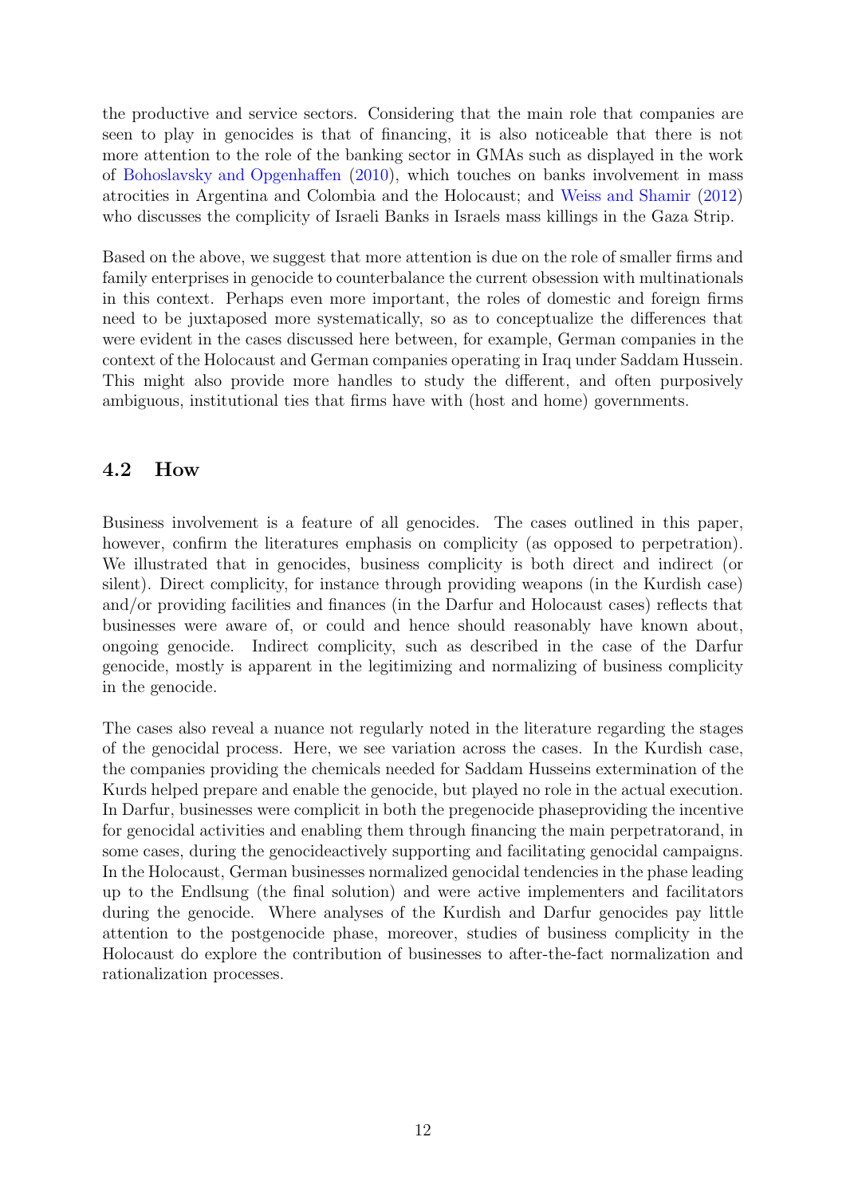the productive and service sectors. Considering that the main role that companies are seen to play in genocides is that of financing, it is also noticeable that there is not more attention to the role of the banking sector in GMAs such as displayed in the work of Bohoslavsky and Opgenhaffen (2010), which touches on banks involvement in mass atrocities in Argentina and Colombia and the Holocaust; and Weiss and Shamir (2012) who discusses the complicity of Israeli Banks in Israels mass killings in the Gaza Strip.

Based on the above, we suggest that more attention is due on the role of smaller firms and family enterprises in genocide to counterbalance the current obsession with multinationals in this context. Perhaps even more important, the roles of domestic and foreign firms need to be juxtaposed more systematically, so as to conceptualize the differences that were evident in the cases discussed here between, for example, German companies in the context of the Holocaust and German companies operating in Iraq under Saddam Hussein. This might also provide more handles to study the different, and often purposively ambiguous, institutional ties that firms have with (host and home) governments.

## 4.2 How

Business involvement is a feature of all genocides. The cases outlined in this paper, however, confirm the literatures emphasis on complicity (as opposed to perpetration). We illustrated that in genocides, business complicity is both direct and indirect (or silent). Direct complicity, for instance through providing weapons (in the Kurdish case) and/or providing facilities and finances (in the Darfur and Holocaust cases) reflects that businesses were aware of, or could and hence should reasonably have known about, ongoing genocide. Indirect complicity, such as described in the case of the Darfur genocide, mostly is apparent in the legitimizing and normalizing of business complicity in the genocide.

The cases also reveal a nuance not regularly noted in the literature regarding the stages of the genocidal process. Here, we see variation across the cases. In the Kurdish case, the companies providing the chemicals needed for Saddam Husseins extermination of the Kurds helped prepare and enable the genocide, but played no role in the actual execution. In Darfur, businesses were complicit in both the pregenocide phaseproviding the incentive for genocidal activities and enabling them through financing the main perpetratorand, in some cases, during the genocideactively supporting and facilitating genocidal campaigns. In the Holocaust, German businesses normalized genocidal tendencies in the phase leading up to the Endlsung (the final solution) and were active implementers and facilitators during the genocide. Where analyses of the Kurdish and Darfur genocides pay little attention to the postgenocide phase, moreover, studies of business complicity in the Holocaust do explore the contribution of businesses to after-the-fact normalization and rationalization processes.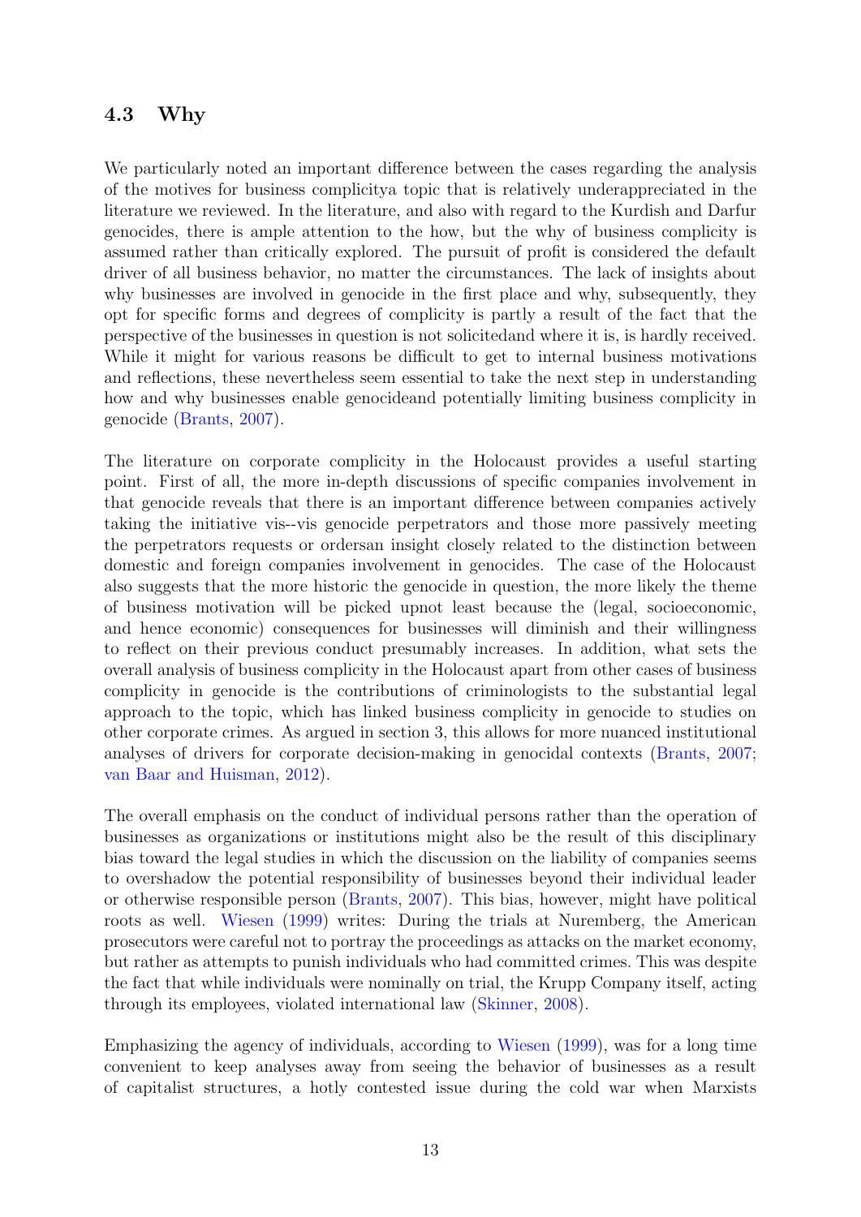### 4.3 Why

We particularly noted an important difference between the cases regarding the analysis of the motives for business complicitya topic that is relatively underappreciated in the literature we reviewed. In the literature, and also with regard to the Kurdish and Darfur genocides, there is ample attention to the how, but the why of business complicity is assumed rather than critically explored. The pursuit of profit is considered the default driver of all business behavior, no matter the circumstances. The lack of insights about why businesses are involved in genocide in the first place and why, subsequently, they opt for specific forms and degrees of complicity is partly a result of the fact that the perspective of the businesses in question is not solicitedand where it is, is hardly received. While it might for various reasons be difficult to get to internal business motivations and reflections, these nevertheless seem essential to take the next step in understanding how and why businesses enable genocideand potentially limiting business complicity in genocide (Brants, 2007).

The literature on corporate complicity in the Holocaust provides a useful starting point. First of all, the more in-depth discussions of specific companies involvement in that genocide reveals that there is an important difference between companies actively taking the initiative vis--vis genocide perpetrators and those more passively meeting the perpetrators requests or ordersan insight closely related to the distinction between domestic and foreign companies involvement in genocides. The case of the Holocaust also suggests that the more historic the genocide in question, the more likely the theme of business motivation will be picked upnot least because the (legal, socioeconomic, and hence economic) consequences for businesses will diminish and their willingness to reflect on their previous conduct presumably increases. In addition, what sets the overall analysis of business complicity in the Holocaust apart from other cases of business complicity in genocide is the contributions of criminologists to the substantial legal approach to the topic, which has linked business complicity in genocide to studies on other corporate crimes. As argued in section 3, this allows for more nuanced institutional analyses of drivers for corporate decision-making in genocidal contexts (Brants, 2007; van Baar and Huisman, 2012).

The overall emphasis on the conduct of individual persons rather than the operation of businesses as organizations or institutions might also be the result of this disciplinary bias toward the legal studies in which the discussion on the liability of companies seems to overshadow the potential responsibility of businesses beyond their individual leader or otherwise responsible person (Brants, 2007). This bias, however, might have political roots as well. Wiesen (1999) writes: During the trials at Nuremberg, the American prosecutors were careful not to portray the proceedings as attacks on the market economy, but rather as attempts to punish individuals who had committed crimes. This was despite the fact that while individuals were nominally on trial, the Krupp Company itself, acting through its employees, violated international law (Skinner, 2008).

Emphasizing the agency of individuals, according to Wiesen (1999), was for a long time convenient to keep analyses away from seeing the behavior of businesses as a result of capitalist structures, a hotly contested issue during the cold war when Marxists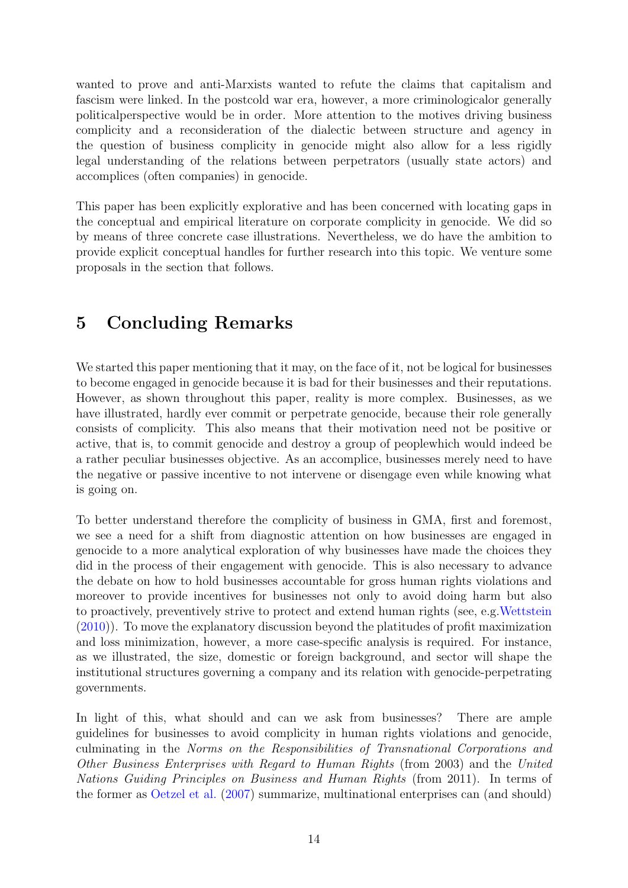wanted to prove and anti-Marxists wanted to refute the claims that capitalism and fascism were linked. In the postcold war era, however, a more criminologicalor generally politicalperspective would be in order. More attention to the motives driving business complicity and a reconsideration of the dialectic between structure and agency in the question of business complicity in genocide might also allow for a less rigidly legal understanding of the relations between perpetrators (usually state actors) and accomplices (often companies) in genocide.

This paper has been explicitly explorative and has been concerned with locating gaps in the conceptual and empirical literature on corporate complicity in genocide. We did so by means of three concrete case illustrations. Nevertheless, we do have the ambition to provide explicit conceptual handles for further research into this topic. We venture some proposals in the section that follows.

## 5 Concluding Remarks

We started this paper mentioning that it may, on the face of it, not be logical for businesses to become engaged in genocide because it is bad for their businesses and their reputations. However, as shown throughout this paper, reality is more complex. Businesses, as we have illustrated, hardly ever commit or perpetrate genocide, because their role generally consists of complicity. This also means that their motivation need not be positive or active, that is, to commit genocide and destroy a group of peoplewhich would indeed be a rather peculiar businesses objective. As an accomplice, businesses merely need to have the negative or passive incentive to not intervene or disengage even while knowing what is going on.

To better understand therefore the complicity of business in GMA, first and foremost, we see a need for a shift from diagnostic attention on how businesses are engaged in genocide to a more analytical exploration of why businesses have made the choices they did in the process of their engagement with genocide. This is also necessary to advance the debate on how to hold businesses accountable for gross human rights violations and moreover to provide incentives for businesses not only to avoid doing harm but also to proactively, preventively strive to protect and extend human rights (see, e.g.Wettstein (2010)). To move the explanatory discussion beyond the platitudes of profit maximization and loss minimization, however, a more case-specific analysis is required. For instance, as we illustrated, the size, domestic or foreign background, and sector will shape the institutional structures governing a company and its relation with genocide-perpetrating governments.

In light of this, what should and can we ask from businesses? There are ample guidelines for businesses to avoid complicity in human rights violations and genocide, culminating in the *Norms on the Responsibilities of Transnational Corporations and Other Business Enterprises with Regard to Human Rights* (from 2003) and the *United Nations Guiding Principles on Business and Human Rights* (from 2011). In terms of the former as Oetzel et al. (2007) summarize, multinational enterprises can (and should)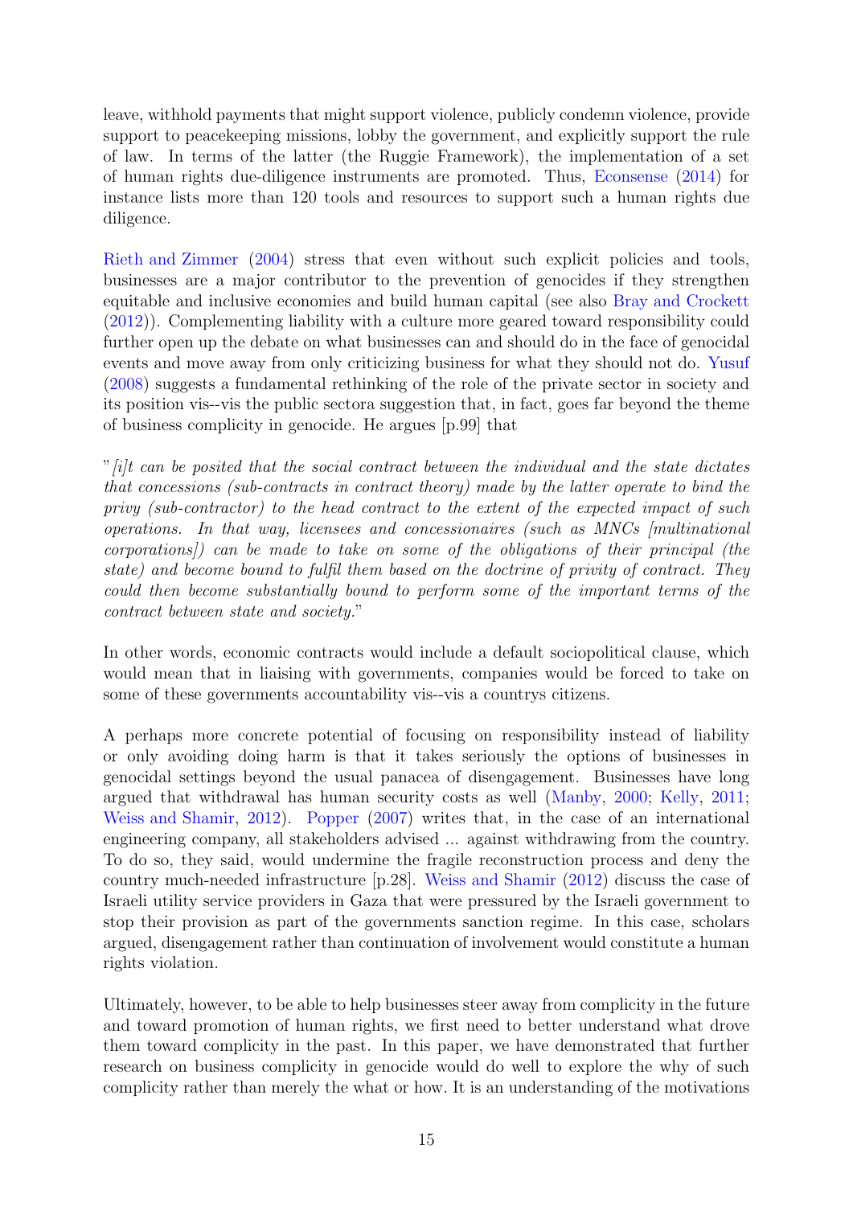leave, withhold payments that might support violence, publicly condemn violence, provide support to peacekeeping missions, lobby the government, and explicitly support the rule of law. In terms of the latter (the Ruggie Framework), the implementation of a set of human rights due-diligence instruments are promoted. Thus, Econsense (2014) for instance lists more than 120 tools and resources to support such a human rights due diligence.

Rieth and Zimmer (2004) stress that even without such explicit policies and tools, businesses are a major contributor to the prevention of genocides if they strengthen equitable and inclusive economies and build human capital (see also Bray and Crockett (2012)). Complementing liability with a culture more geared toward responsibility could further open up the debate on what businesses can and should do in the face of genocidal events and move away from only criticizing business for what they should not do. Yusuf (2008) suggests a fundamental rethinking of the role of the private sector in society and its position vis--vis the public sectora suggestion that, in fact, goes far beyond the theme of business complicity in genocide. He argues [p.99] that

"*[i]t can be posited that the social contract between the individual and the state dictates that concessions (sub-contracts in contract theory) made by the latter operate to bind the privy (sub-contractor) to the head contract to the extent of the expected impact of such operations. In that way, licensees and concessionaires (such as MNCs [multinational corporations]) can be made to take on some of the obligations of their principal (the state) and become bound to fulfil them based on the doctrine of privity of contract. They could then become substantially bound to perform some of the important terms of the contract between state and society.*"

In other words, economic contracts would include a default sociopolitical clause, which would mean that in liaising with governments, companies would be forced to take on some of these governments accountability vis--vis a countrys citizens.

A perhaps more concrete potential of focusing on responsibility instead of liability or only avoiding doing harm is that it takes seriously the options of businesses in genocidal settings beyond the usual panacea of disengagement. Businesses have long argued that withdrawal has human security costs as well (Manby, 2000; Kelly, 2011; Weiss and Shamir, 2012). Popper (2007) writes that, in the case of an international engineering company, all stakeholders advised ... against withdrawing from the country. To do so, they said, would undermine the fragile reconstruction process and deny the country much-needed infrastructure [p.28]. Weiss and Shamir (2012) discuss the case of Israeli utility service providers in Gaza that were pressured by the Israeli government to stop their provision as part of the governments sanction regime. In this case, scholars argued, disengagement rather than continuation of involvement would constitute a human rights violation.

Ultimately, however, to be able to help businesses steer away from complicity in the future and toward promotion of human rights, we first need to better understand what drove them toward complicity in the past. In this paper, we have demonstrated that further research on business complicity in genocide would do well to explore the why of such complicity rather than merely the what or how. It is an understanding of the motivations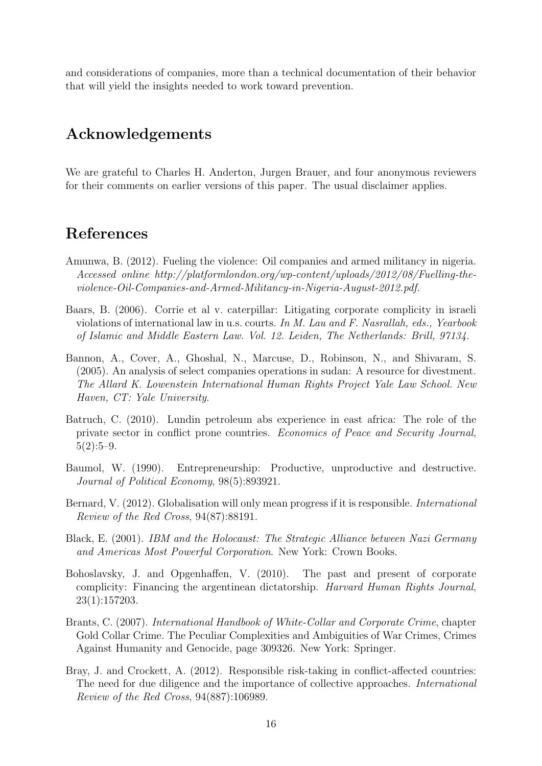and considerations of companies, more than a technical documentation of their behavior that will yield the insights needed to work toward prevention.

## Acknowledgements

We are grateful to Charles H. Anderton, Jurgen Brauer, and four anonymous reviewers for their comments on earlier versions of this paper. The usual disclaimer applies.

## References

Amunwa, B. (2012). Fueling the violence: Oil companies and armed militancy in nigeria. *Accessed online http://platformlondon.org/wp-content/uploads/2012/08/Fuelling-the-violence-Oil-Companies-and-Armed-Militancy-in-Nigeria-August-2012.pdf*.

Baars, B. (2006). Corrie et al v. caterpillar: Litigating corporate complicity in israeli violations of international law in u.s. courts. *In M. Lau and F. Nasrallah, eds., Yearbook of Islamic and Middle Eastern Law. Vol. 12. Leiden, The Netherlands: Brill, 97134*.

Bannon, A., Cover, A., Ghoshal, N., Marcuse, D., Robinson, N., and Shivaram, S. (2005). An analysis of select companies operations in sudan: A resource for divestment. *The Allard K. Lowenstein International Human Rights Project Yale Law School. New Haven, CT: Yale University*.

Batruch, C. (2010). Lundin petroleum abs experience in east africa: The role of the private sector in conflict prone countries. *Economics of Peace and Security Journal*, 5(2):5–9.

Baumol, W. (1990). Entrepreneurship: Productive, unproductive and destructive. *Journal of Political Economy*, 98(5):893921.

Bernard, V. (2012). Globalisation will only mean progress if it is responsible. *International Review of the Red Cross*, 94(87):88191.

Black, E. (2001). *IBM and the Holocaust: The Strategic Alliance between Nazi Germany and Americas Most Powerful Corporation*. New York: Crown Books.

Bohoslavsky, J. and Opgenhaffen, V. (2010). The past and present of corporate complicity: Financing the argentinean dictatorship. *Harvard Human Rights Journal*, 23(1):157203.

Brants, C. (2007). *International Handbook of White-Collar and Corporate Crime*, chapter Gold Collar Crime. The Peculiar Complexities and Ambiguities of War Crimes, Crimes Against Humanity and Genocide, page 309326. New York: Springer.

Bray, J. and Crockett, A. (2012). Responsible risk-taking in conflict-affected countries: The need for due diligence and the importance of collective approaches. *International Review of the Red Cross*, 94(887):106989.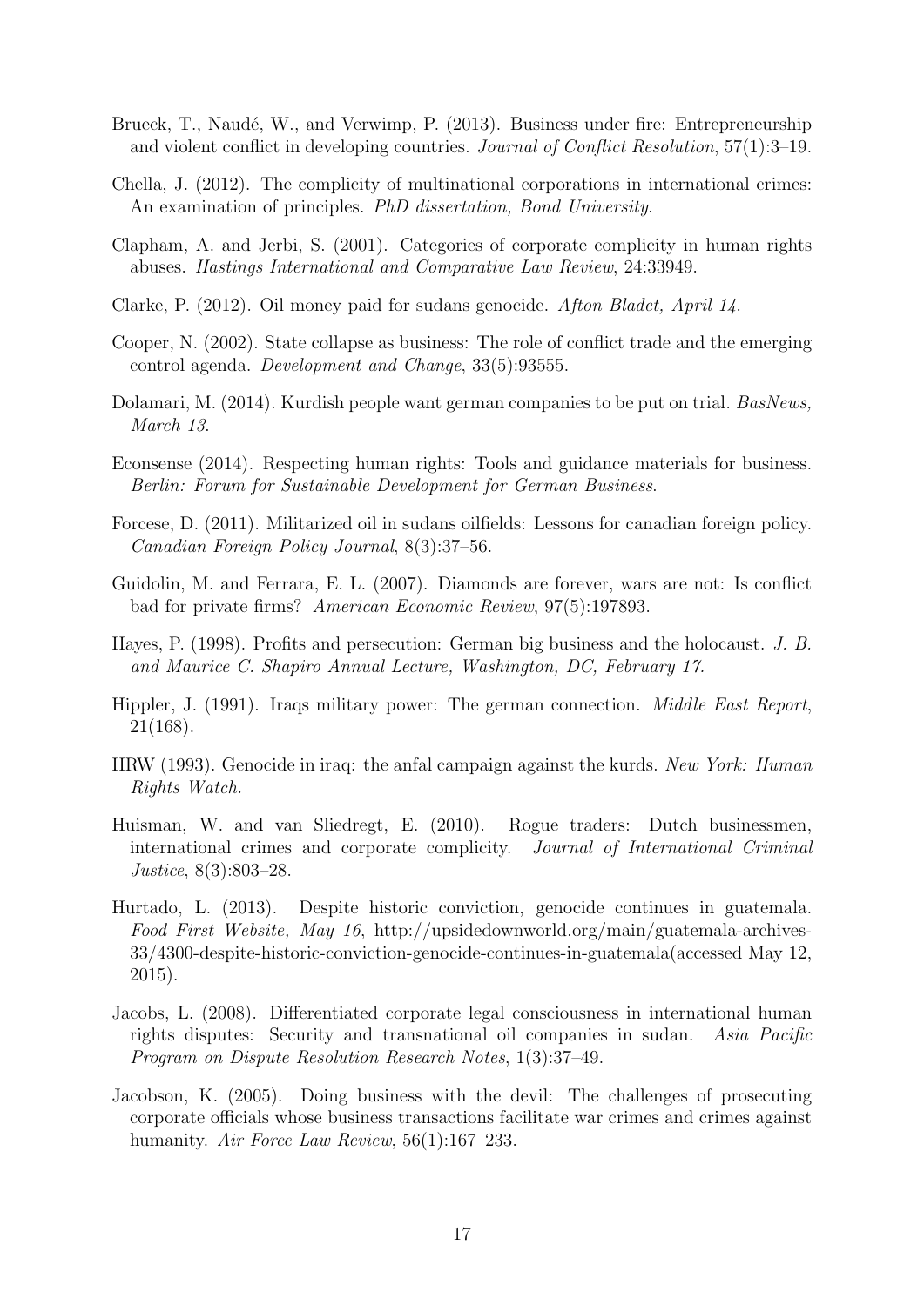Brueck, T., Naudé, W., and Verwimp, P. (2013). Business under fire: Entrepreneurship and violent conflict in developing countries. *Journal of Conflict Resolution*, 57(1):3–19.

Chella, J. (2012). The complicity of multinational corporations in international crimes: An examination of principles. *PhD dissertation, Bond University*.

Clapham, A. and Jerbi, S. (2001). Categories of corporate complicity in human rights abuses. *Hastings International and Comparative Law Review*, 24:33949.

Clarke, P. (2012). Oil money paid for sudans genocide. *Afton Bladet, April 14*.

Cooper, N. (2002). State collapse as business: The role of conflict trade and the emerging control agenda. *Development and Change*, 33(5):93555.

Dolamari, M. (2014). Kurdish people want german companies to be put on trial. *BasNews, March 13*.

Econsense (2014). Respecting human rights: Tools and guidance materials for business. *Berlin: Forum for Sustainable Development for German Business*.

Forcese, D. (2011). Militarized oil in sudans oilfields: Lessons for canadian foreign policy. *Canadian Foreign Policy Journal*, 8(3):37–56.

Guidolin, M. and Ferrara, E. L. (2007). Diamonds are forever, wars are not: Is conflict bad for private firms? *American Economic Review*, 97(5):197893.

Hayes, P. (1998). Profits and persecution: German big business and the holocaust. *J. B. and Maurice C. Shapiro Annual Lecture, Washington, DC, February 17*.

Hippler, J. (1991). Iraqs military power: The german connection. *Middle East Report*, 21(168).

HRW (1993). Genocide in iraq: the anfal campaign against the kurds. *New York: Human Rights Watch.*

Huisman, W. and van Sliedregt, E. (2010). Rogue traders: Dutch businessmen, international crimes and corporate complicity. *Journal of International Criminal Justice*, 8(3):803–28.

Hurtado, L. (2013). Despite historic conviction, genocide continues in guatemala. *Food First Website, May 16*, http://upsidedownworld.org/main/guatemala-archives-33/4300-despite-historic-conviction-genocide-continues-in-guatemala(accessed May 12, 2015).

Jacobs, L. (2008). Differentiated corporate legal consciousness in international human rights disputes: Security and transnational oil companies in sudan. *Asia Pacific Program on Dispute Resolution Research Notes*, 1(3):37–49.

Jacobson, K. (2005). Doing business with the devil: The challenges of prosecuting corporate officials whose business transactions facilitate war crimes and crimes against humanity. *Air Force Law Review*, 56(1):167–233.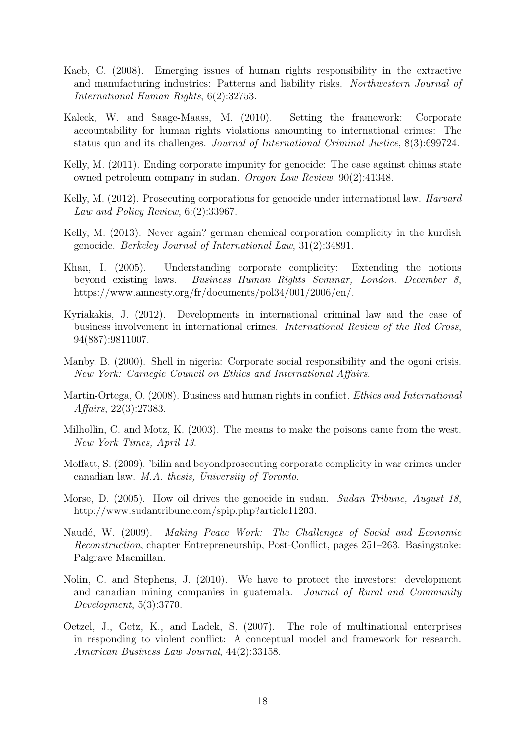Kaeb, C. (2008). Emerging issues of human rights responsibility in the extractive and manufacturing industries: Patterns and liability risks. *Northwestern Journal of International Human Rights*, 6(2):32753.

Kaleck, W. and Saage-Maass, M. (2010). Setting the framework: Corporate accountability for human rights violations amounting to international crimes: The status quo and its challenges. *Journal of International Criminal Justice*, 8(3):699724.

Kelly, M. (2011). Ending corporate impunity for genocide: The case against chinas state owned petroleum company in sudan. *Oregon Law Review*, 90(2):41348.

Kelly, M. (2012). Prosecuting corporations for genocide under international law. *Harvard Law and Policy Review*, 6:(2):33967.

Kelly, M. (2013). Never again? german chemical corporation complicity in the kurdish genocide. *Berkeley Journal of International Law*, 31(2):34891.

Khan, I. (2005). Understanding corporate complicity: Extending the notions beyond existing laws. *Business Human Rights Seminar, London. December 8*, https://www.amnesty.org/fr/documents/pol34/001/2006/en/.

Kyriakakis, J. (2012). Developments in international criminal law and the case of business involvement in international crimes. *International Review of the Red Cross*, 94(887):9811007.

Manby, B. (2000). Shell in nigeria: Corporate social responsibility and the ogoni crisis. *New York: Carnegie Council on Ethics and International Affairs*.

Martin-Ortega, O. (2008). Business and human rights in conflict. *Ethics and International Affairs*, 22(3):27383.

Milhollin, C. and Motz, K. (2003). The means to make the poisons came from the west. *New York Times, April 13*.

Moffatt, S. (2009). 'bilin and beyondprosecuting corporate complicity in war crimes under canadian law. *M.A. thesis, University of Toronto*.

Morse, D. (2005). How oil drives the genocide in sudan. *Sudan Tribune, August 18*, http://www.sudantribune.com/spip.php?article11203.

Naudé, W. (2009). *Making Peace Work: The Challenges of Social and Economic Reconstruction*, chapter Entrepreneurship, Post-Conflict, pages 251–263. Basingstoke: Palgrave Macmillan.

Nolin, C. and Stephens, J. (2010). We have to protect the investors: development and canadian mining companies in guatemala. *Journal of Rural and Community Development*, 5(3):3770.

Oetzel, J., Getz, K., and Ladek, S. (2007). The role of multinational enterprises in responding to violent conflict: A conceptual model and framework for research. *American Business Law Journal*, 44(2):33158.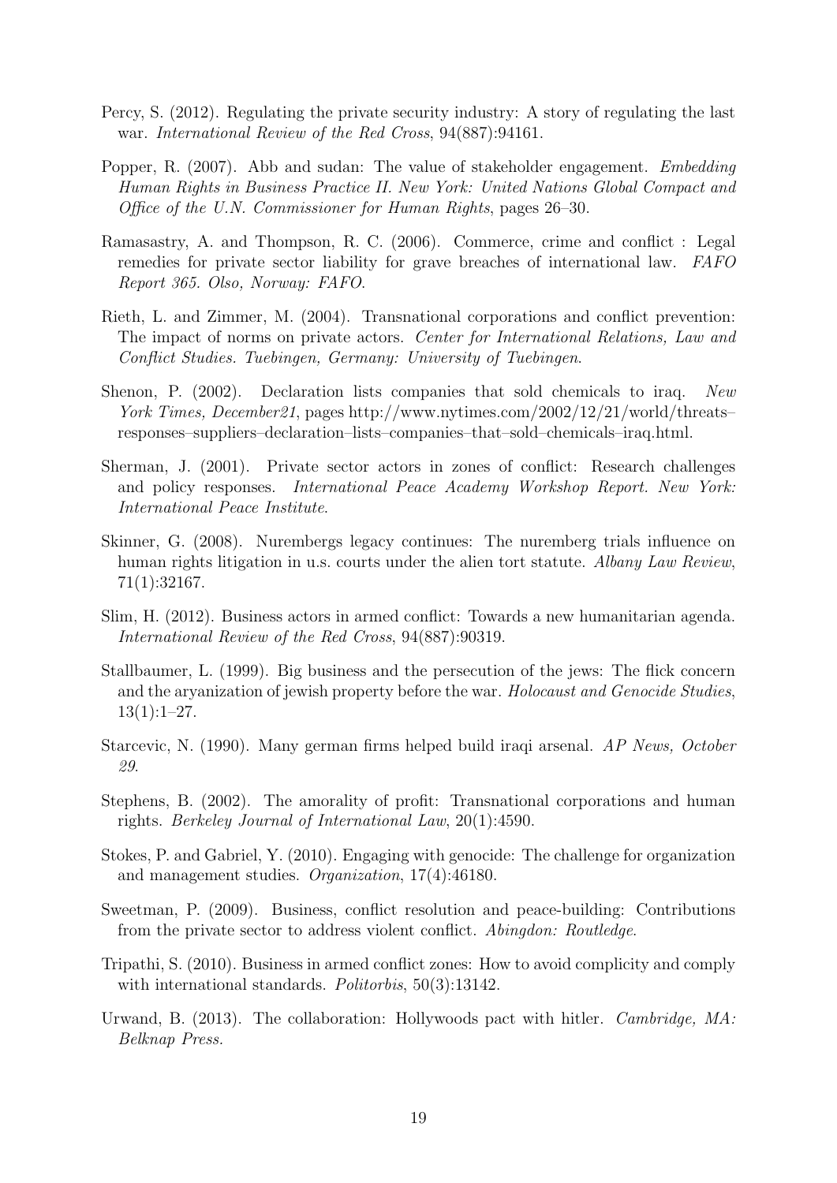Percy, S. (2012). Regulating the private security industry: A story of regulating the last war. *International Review of the Red Cross*, 94(887):94161.

Popper, R. (2007). Abb and sudan: The value of stakeholder engagement. *Embedding Human Rights in Business Practice II. New York: United Nations Global Compact and Office of the U.N. Commissioner for Human Rights*, pages 26–30.

Ramasastry, A. and Thompson, R. C. (2006). Commerce, crime and conflict : Legal remedies for private sector liability for grave breaches of international law. *FAFO Report 365. Olso, Norway: FAFO*.

Rieth, L. and Zimmer, M. (2004). Transnational corporations and conflict prevention: The impact of norms on private actors. *Center for International Relations, Law and Conflict Studies. Tuebingen, Germany: University of Tuebingen*.

Shenon, P. (2002). Declaration lists companies that sold chemicals to iraq. *New York Times, December21*, pages http://www.nytimes.com/2002/12/21/world/threats–responses–suppliers–declaration–lists–companies–that–sold–chemicals–iraq.html.

Sherman, J. (2001). Private sector actors in zones of conflict: Research challenges and policy responses. *International Peace Academy Workshop Report. New York: International Peace Institute*.

Skinner, G. (2008). Nurembergs legacy continues: The nuremberg trials influence on human rights litigation in u.s. courts under the alien tort statute. *Albany Law Review*, 71(1):32167.

Slim, H. (2012). Business actors in armed conflict: Towards a new humanitarian agenda. *International Review of the Red Cross*, 94(887):90319.

Stallbaumer, L. (1999). Big business and the persecution of the jews: The flick concern and the aryanization of jewish property before the war. *Holocaust and Genocide Studies*, 13(1):1–27.

Starcevic, N. (1990). Many german firms helped build iraqi arsenal. *AP News, October 29*.

Stephens, B. (2002). The amorality of profit: Transnational corporations and human rights. *Berkeley Journal of International Law*, 20(1):4590.

Stokes, P. and Gabriel, Y. (2010). Engaging with genocide: The challenge for organization and management studies. *Organization*, 17(4):46180.

Sweetman, P. (2009). Business, conflict resolution and peace-building: Contributions from the private sector to address violent conflict. *Abingdon: Routledge*.

Tripathi, S. (2010). Business in armed conflict zones: How to avoid complicity and comply with international standards. *Politorbis*, 50(3):13142.

Urwand, B. (2013). The collaboration: Hollywoods pact with hitler. *Cambridge, MA: Belknap Press.*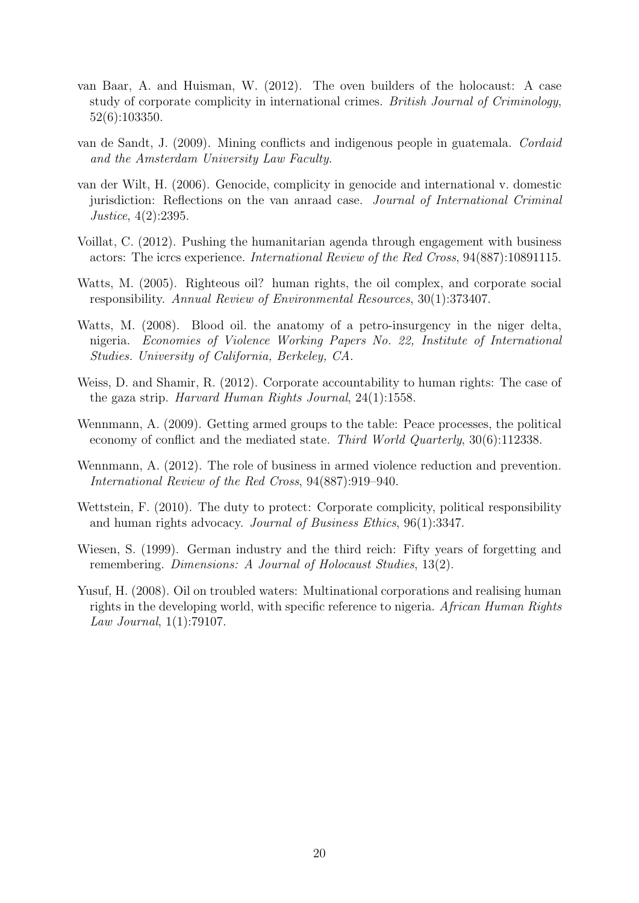van Baar, A. and Huisman, W. (2012). The oven builders of the holocaust: A case study of corporate complicity in international crimes. *British Journal of Criminology*, 52(6):103350.

van de Sandt, J. (2009). Mining conflicts and indigenous people in guatemala. *Cordaid and the Amsterdam University Law Faculty.*

van der Wilt, H. (2006). Genocide, complicity in genocide and international v. domestic jurisdiction: Reflections on the van anraad case. *Journal of International Criminal Justice*, 4(2):2395.

Voillat, C. (2012). Pushing the humanitarian agenda through engagement with business actors: The icrcs experience. *International Review of the Red Cross*, 94(887):10891115.

Watts, M. (2005). Righteous oil? human rights, the oil complex, and corporate social responsibility. *Annual Review of Environmental Resources*, 30(1):373407.

Watts, M. (2008). Blood oil. the anatomy of a petro-insurgency in the niger delta, nigeria. *Economies of Violence Working Papers No. 22, Institute of International Studies. University of California, Berkeley, CA.*

Weiss, D. and Shamir, R. (2012). Corporate accountability to human rights: The case of the gaza strip. *Harvard Human Rights Journal*, 24(1):1558.

Wennmann, A. (2009). Getting armed groups to the table: Peace processes, the political economy of conflict and the mediated state. *Third World Quarterly*, 30(6):112338.

Wennmann, A. (2012). The role of business in armed violence reduction and prevention. *International Review of the Red Cross*, 94(887):919–940.

Wettstein, F. (2010). The duty to protect: Corporate complicity, political responsibility and human rights advocacy. *Journal of Business Ethics*, 96(1):3347.

Wiesen, S. (1999). German industry and the third reich: Fifty years of forgetting and remembering. *Dimensions: A Journal of Holocaust Studies*, 13(2).

Yusuf, H. (2008). Oil on troubled waters: Multinational corporations and realising human rights in the developing world, with specific reference to nigeria. *African Human Rights Law Journal*, 1(1):79107.